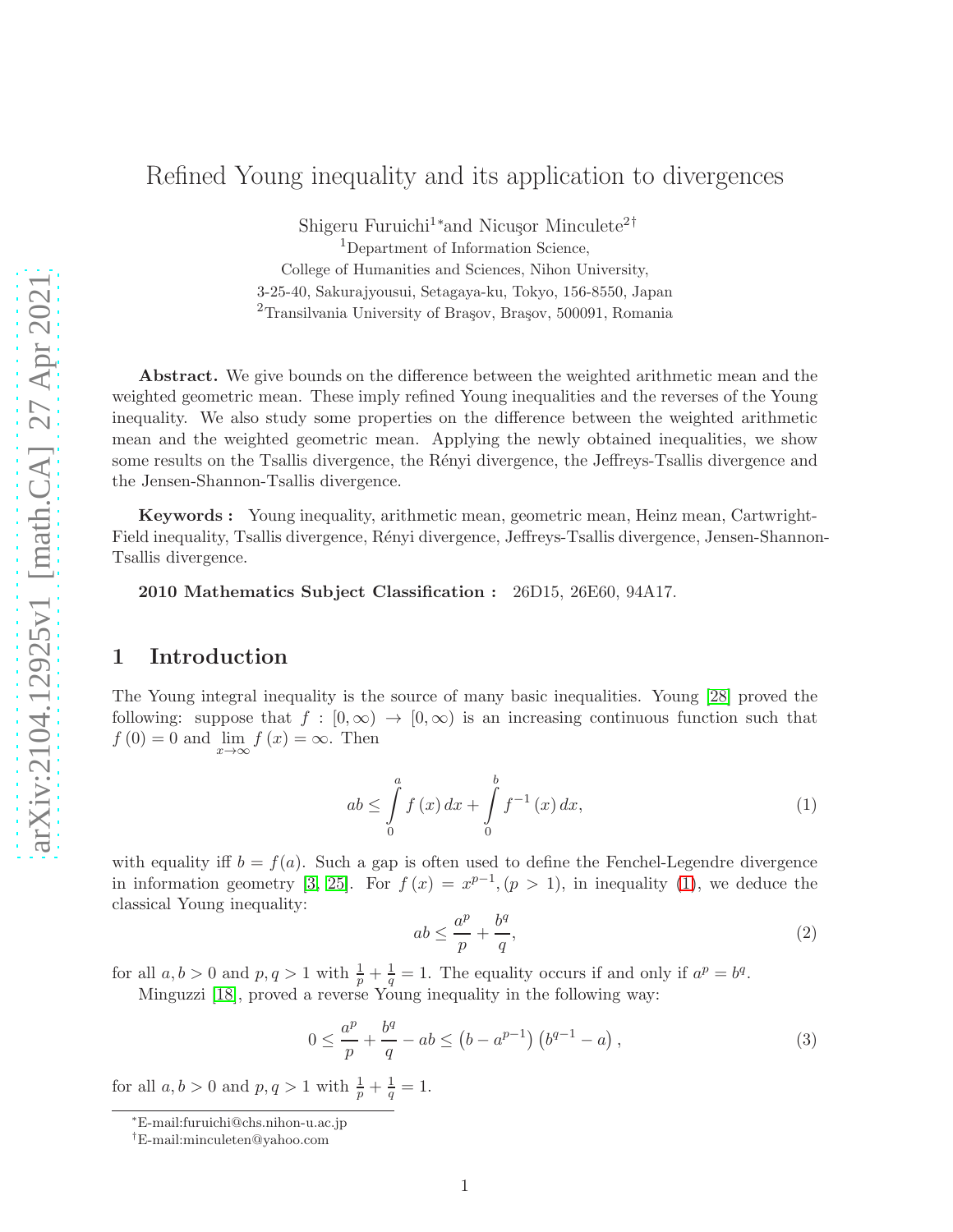# Refined Young inequality and its application to divergences

Shigeru Furuichi[1]* and Nicuşor Minculete[2]†

[1]Department of Information Science,
College of Humanities and Sciences, Nihon University,
3-25-40, Sakurajyousui, Setagaya-ku, Tokyo, 156-8550, Japan

[2]Transilvania University of Braşov, Braşov, 500091, Romania

**Abstract.** We give bounds on the difference between the weighted arithmetic mean and the weighted geometric mean. These imply refined Young inequalities and the reverses of the Young inequality. We also study some properties on the difference between the weighted arithmetic mean and the weighted geometric mean. Applying the newly obtained inequalities, we show some results on the Tsallis divergence, the Rényi divergence, the Jeffreys-Tsallis divergence and the Jensen-Shannon-Tsallis divergence.

**Keywords :** Young inequality, arithmetic mean, geometric mean, Heinz mean, Cartwright-Field inequality, Tsallis divergence, Rényi divergence, Jeffreys-Tsallis divergence, Jensen-Shannon-Tsallis divergence.

**2010 Mathematics Subject Classification :** 26D15, 26E60, 94A17.

## 1 Introduction

The Young integral inequality is the source of many basic inequalities. Young [28] proved the following: suppose that $f : [0, \infty) \to [0, \infty)$ is an increasing continuous function such that $f(0) = 0$ and $\lim_{x\to\infty} f(x) = \infty$. Then

$$ab \leq \int_0^a f(x)\,dx + \int_0^b f^{-1}(x)\,dx, \tag{1}$$

with equality iff $b = f(a)$. Such a gap is often used to define the Fenchel-Legendre divergence in information geometry [3, 25]. For $f(x) = x^{p-1}, (p > 1)$, in inequality (1), we deduce the classical Young inequality:

$$ab \leq \frac{a^p}{p} + \frac{b^q}{q}, \tag{2}$$

for all $a, b > 0$ and $p, q > 1$ with $\frac{1}{p} + \frac{1}{q} = 1$. The equality occurs if and only if $a^p = b^q$.

Minguzzi [18], proved a reverse Young inequality in the following way:

$$0 \leq \frac{a^p}{p} + \frac{b^q}{q} - ab \leq \left(b - a^{p-1}\right)\left(b^{q-1} - a\right), \tag{3}$$

for all $a, b > 0$ and $p, q > 1$ with $\frac{1}{p} + \frac{1}{q} = 1$.

*E-mail:furuichi@chs.nihon-u.ac.jp

†E-mail:minculeten@yahoo.com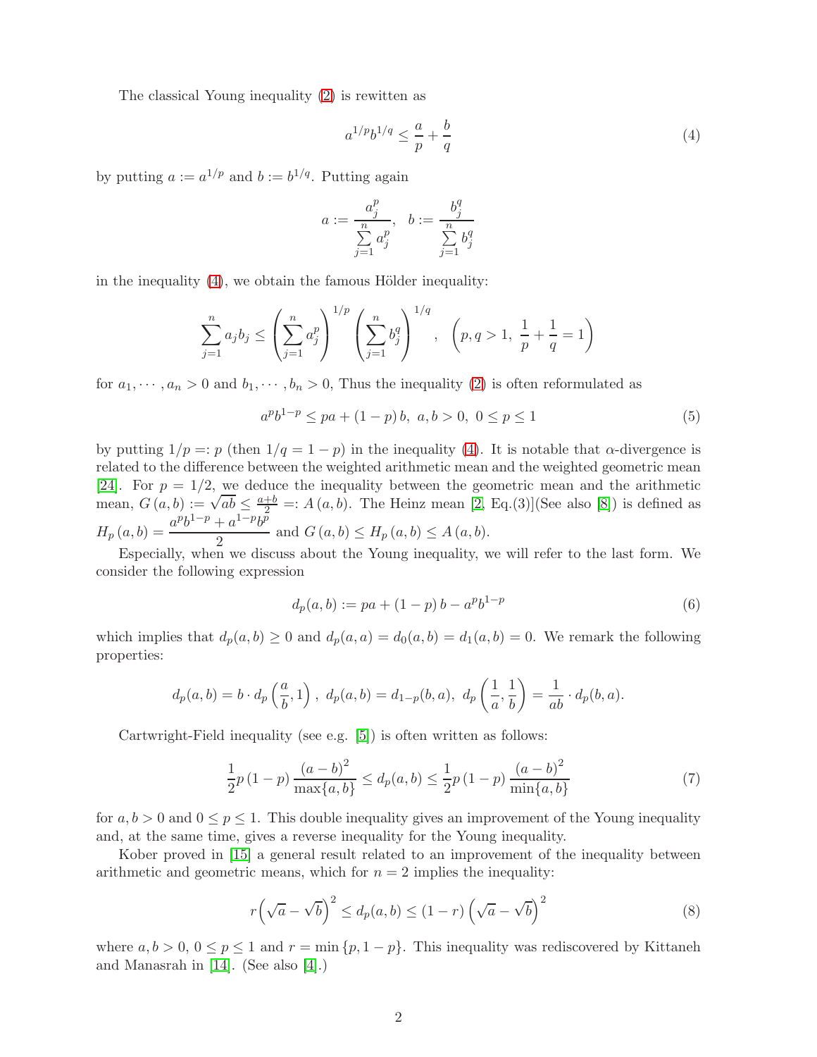The classical Young inequality (2) is rewritten as

$$a^{1/p}b^{1/q} \le \frac{a}{p} + \frac{b}{q} \tag{4}$$

by putting $a := a^{1/p}$ and $b := b^{1/q}$. Putting again

$$a := \frac{a_j^p}{\sum\limits_{j=1}^{n} a_j^p}, \quad b := \frac{b_j^q}{\sum\limits_{j=1}^{n} b_j^q}$$

in the inequality (4), we obtain the famous Hölder inequality:

$$\sum_{j=1}^{n} a_j b_j \le \left(\sum_{j=1}^{n} a_j^p\right)^{1/p} \left(\sum_{j=1}^{n} b_j^q\right)^{1/q}, \quad \left(p, q > 1,\ \frac{1}{p} + \frac{1}{q} = 1\right)$$

for $a_1, \cdots, a_n > 0$ and $b_1, \cdots, b_n > 0$, Thus the inequality (2) is often reformulated as

$$a^p b^{1-p} \le pa + (1-p)\, b, \ a, b > 0, \ 0 \le p \le 1 \tag{5}$$

by putting $1/p =: p$ (then $1/q = 1 - p$) in the inequality (4). It is notable that $\alpha$-divergence is related to the difference between the weighted arithmetic mean and the weighted geometric mean [24]. For $p = 1/2$, we deduce the inequality between the geometric mean and the arithmetic mean, $G(a, b) := \sqrt{ab} \le \frac{a+b}{2} =: A(a, b)$. The Heinz mean [2, Eq.(3)](See also [8]) is defined as $H_p(a, b) = \dfrac{a^p b^{1-p} + a^{1-p} b^p}{2}$ and $G(a, b) \le H_p(a, b) \le A(a, b)$.

Especially, when we discuss about the Young inequality, we will refer to the last form. We consider the following expression

$$d_p(a, b) := pa + (1-p)\, b - a^p b^{1-p} \tag{6}$$

which implies that $d_p(a, b) \ge 0$ and $d_p(a, a) = d_0(a, b) = d_1(a, b) = 0$. We remark the following properties:

$$d_p(a, b) = b \cdot d_p\left(\frac{a}{b}, 1\right), \ d_p(a, b) = d_{1-p}(b, a), \ d_p\left(\frac{1}{a}, \frac{1}{b}\right) = \frac{1}{ab} \cdot d_p(b, a).$$

Cartwright-Field inequality (see e.g. [5]) is often written as follows:

$$\frac{1}{2} p(1-p) \frac{(a-b)^2}{\max\{a, b\}} \le d_p(a, b) \le \frac{1}{2} p(1-p) \frac{(a-b)^2}{\min\{a, b\}} \tag{7}$$

for $a, b > 0$ and $0 \le p \le 1$. This double inequality gives an improvement of the Young inequality and, at the same time, gives a reverse inequality for the Young inequality.

Kober proved in [15] a general result related to an improvement of the inequality between arithmetic and geometric means, which for $n = 2$ implies the inequality:

$$r\left(\sqrt{a} - \sqrt{b}\right)^2 \le d_p(a, b) \le (1 - r)\left(\sqrt{a} - \sqrt{b}\right)^2 \tag{8}$$

where $a, b > 0$, $0 \le p \le 1$ and $r = \min\{p, 1 - p\}$. This inequality was rediscovered by Kittaneh and Manasrah in [14]. (See also [4].)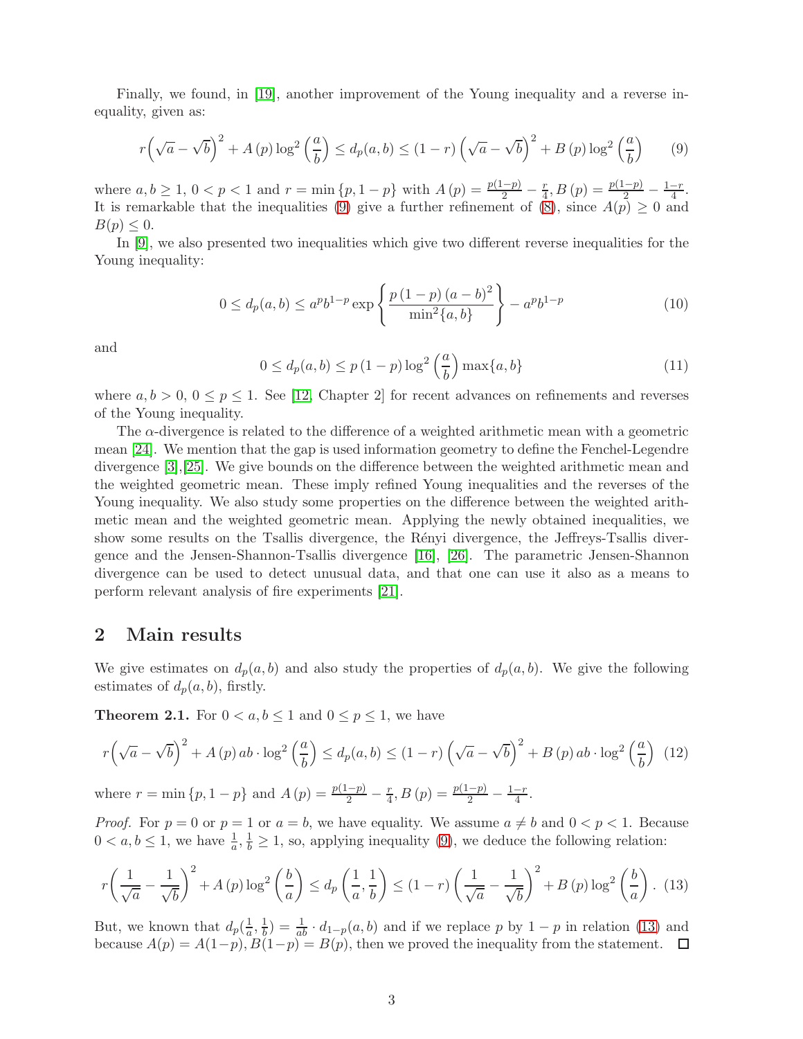Finally, we found, in [19], another improvement of the Young inequality and a reverse inequality, given as:

$$r\left(\sqrt{a}-\sqrt{b}\right)^2 + A\left(p\right)\log^2\left(\frac{a}{b}\right) \le d_p(a,b) \le \left(1-r\right)\left(\sqrt{a}-\sqrt{b}\right)^2 + B\left(p\right)\log^2\left(\frac{a}{b}\right) \tag{9}$$

where $a,b \ge 1$, $0<p<1$ and $r=\min\left\{p,1-p\right\}$ with $A\left(p\right)=\frac{p(1-p)}{2}-\frac{r}{4}$, $B\left(p\right)=\frac{p(1-p)}{2}-\frac{1-r}{4}$. It is remarkable that the inequalities (9) give a further refinement of (8), since $A(p)\ge 0$ and $B(p)\le 0$.

In [9], we also presented two inequalities which give two different reverse inequalities for the Young inequality:

$$0 \le d_p(a,b) \le a^p b^{1-p} \exp\left\{\frac{p\left(1-p\right)\left(a-b\right)^2}{\min^2\{a,b\}}\right\} - a^p b^{1-p} \tag{10}$$

and

$$0 \le d_p(a,b) \le p\left(1-p\right)\log^2\left(\frac{a}{b}\right)\max\{a,b\} \tag{11}$$

where $a,b>0$, $0\le p\le 1$. See [12, Chapter 2] for recent advances on refinements and reverses of the Young inequality.

The $\alpha$-divergence is related to the difference of a weighted arithmetic mean with a geometric mean [24]. We mention that the gap is used information geometry to define the Fenchel-Legendre divergence [3],[25]. We give bounds on the difference between the weighted arithmetic mean and the weighted geometric mean. These imply refined Young inequalities and the reverses of the Young inequality. We also study some properties on the difference between the weighted arithmetic mean and the weighted geometric mean. Applying the newly obtained inequalities, we show some results on the Tsallis divergence, the Rényi divergence, the Jeffreys-Tsallis divergence and the Jensen-Shannon-Tsallis divergence [16], [26]. The parametric Jensen-Shannon divergence can be used to detect unusual data, and that one can use it also as a means to perform relevant analysis of fire experiments [21].

## 2 Main results

We give estimates on $d_p(a,b)$ and also study the properties of $d_p(a,b)$. We give the following estimates of $d_p(a,b)$, firstly.

**Theorem 2.1.** For $0<a,b\le 1$ and $0\le p\le 1$, we have

$$r\left(\sqrt{a}-\sqrt{b}\right)^2 + A\left(p\right)ab\cdot\log^2\left(\frac{a}{b}\right) \le d_p(a,b) \le \left(1-r\right)\left(\sqrt{a}-\sqrt{b}\right)^2 + B\left(p\right)ab\cdot\log^2\left(\frac{a}{b}\right) \tag{12}$$

where $r=\min\left\{p,1-p\right\}$ and $A\left(p\right)=\frac{p(1-p)}{2}-\frac{r}{4}$, $B\left(p\right)=\frac{p(1-p)}{2}-\frac{1-r}{4}$.

*Proof.* For $p=0$ or $p=1$ or $a=b$, we have equality. We assume $a\ne b$ and $0<p<1$. Because $0<a,b\le 1$, we have $\frac{1}{a},\frac{1}{b}\ge 1$, so, applying inequality (9), we deduce the following relation:

$$r\left(\frac{1}{\sqrt{a}}-\frac{1}{\sqrt{b}}\right)^2 + A\left(p\right)\log^2\left(\frac{b}{a}\right) \le d_p\left(\frac{1}{a},\frac{1}{b}\right) \le \left(1-r\right)\left(\frac{1}{\sqrt{a}}-\frac{1}{\sqrt{b}}\right)^2 + B\left(p\right)\log^2\left(\frac{b}{a}\right). \tag{13}$$

But, we known that $d_p(\frac{1}{a},\frac{1}{b})=\frac{1}{ab}\cdot d_{1-p}(a,b)$ and if we replace $p$ by $1-p$ in relation (13) and because $A(p)=A(1-p)$, $B(1-p)=B(p)$, then we proved the inequality from the statement. $\square$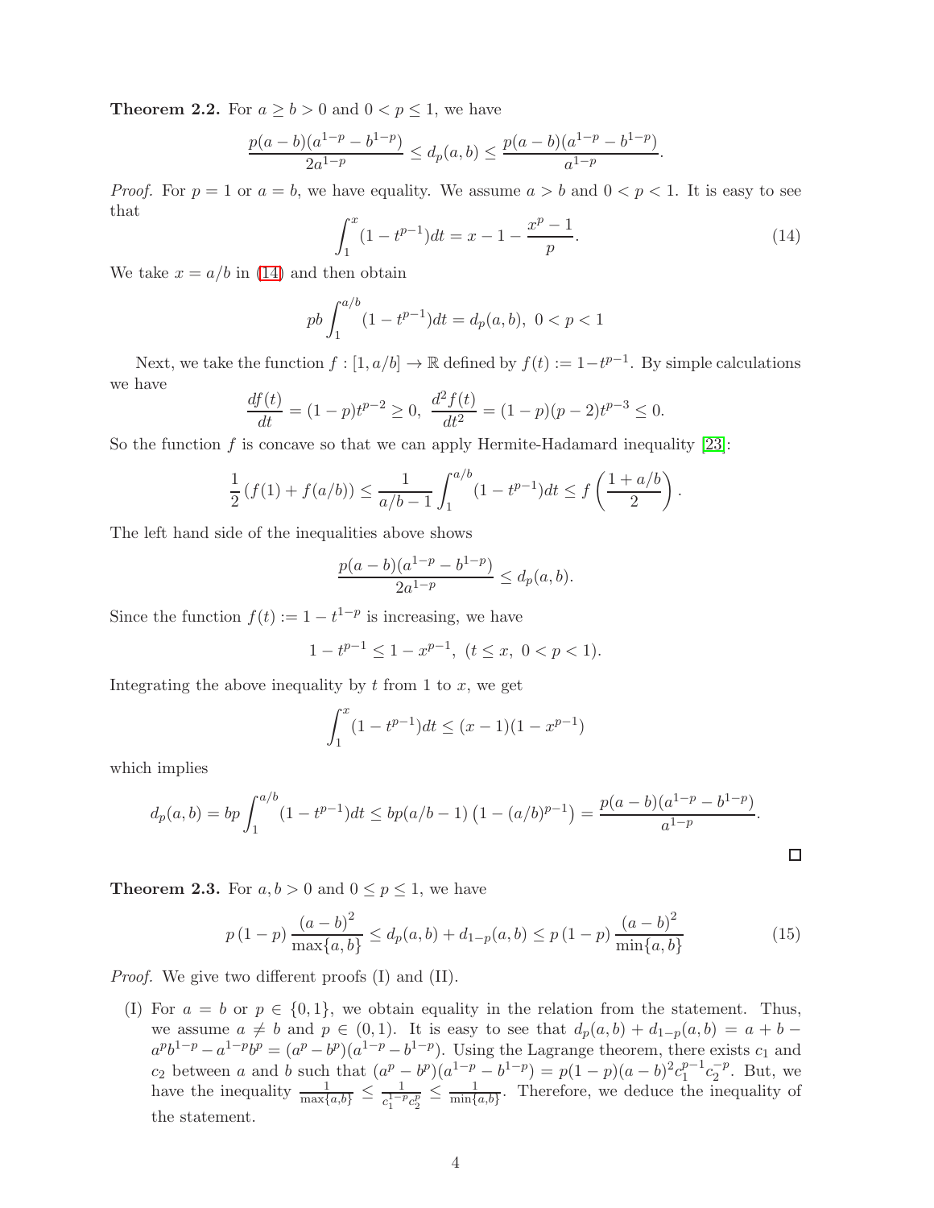**Theorem 2.2.** For $a \geq b > 0$ and $0 < p \leq 1$, we have

$$\frac{p(a-b)(a^{1-p}-b^{1-p})}{2a^{1-p}} \leq d_p(a,b) \leq \frac{p(a-b)(a^{1-p}-b^{1-p})}{a^{1-p}}.$$

*Proof.* For $p=1$ or $a=b$, we have equality. We assume $a > b$ and $0 < p < 1$. It is easy to see that

$$\int_1^x (1-t^{p-1})dt = x - 1 - \frac{x^p - 1}{p}. \tag{14}$$

We take $x = a/b$ in (14) and then obtain

$$pb\int_1^{a/b}(1-t^{p-1})dt = d_p(a,b),\ 0<p<1$$

Next, we take the function $f : [1, a/b] \to \mathbb{R}$ defined by $f(t) := 1-t^{p-1}$. By simple calculations we have

$$\frac{df(t)}{dt} = (1-p)t^{p-2} \geq 0,\ \frac{d^2f(t)}{dt^2} = (1-p)(p-2)t^{p-3} \leq 0.$$

So the function $f$ is concave so that we can apply Hermite-Hadamard inequality [23]:

$$\frac{1}{2}\left(f(1)+f(a/b)\right) \leq \frac{1}{a/b-1}\int_1^{a/b}(1-t^{p-1})dt \leq f\left(\frac{1+a/b}{2}\right).$$

The left hand side of the inequalities above shows

$$\frac{p(a-b)(a^{1-p}-b^{1-p})}{2a^{1-p}} \leq d_p(a,b).$$

Since the function $f(t) := 1-t^{1-p}$ is increasing, we have

$$1-t^{p-1} \leq 1-x^{p-1},\ (t \leq x,\ 0<p<1).$$

Integrating the above inequality by $t$ from 1 to $x$, we get

$$\int_1^x(1-t^{p-1})dt \leq (x-1)(1-x^{p-1})$$

which implies

$$d_p(a,b) = bp\int_1^{a/b}(1-t^{p-1})dt \leq bp(a/b-1)\left(1-(a/b)^{p-1}\right) = \frac{p(a-b)(a^{1-p}-b^{1-p})}{a^{1-p}}.$$

$\square$

**Theorem 2.3.** For $a, b > 0$ and $0 \leq p \leq 1$, we have

$$p\,(1-p)\,\frac{(a-b)^2}{\max\{a,b\}} \leq d_p(a,b) + d_{1-p}(a,b) \leq p\,(1-p)\,\frac{(a-b)^2}{\min\{a,b\}} \tag{15}$$

*Proof.* We give two different proofs (I) and (II).

(I) For $a=b$ or $p \in \{0,1\}$, we obtain equality in the relation from the statement. Thus, we assume $a \neq b$ and $p \in (0,1)$. It is easy to see that $d_p(a,b) + d_{1-p}(a,b) = a + b - a^p b^{1-p} - a^{1-p}b^p = (a^p - b^p)(a^{1-p}-b^{1-p})$. Using the Lagrange theorem, there exists $c_1$ and $c_2$ between $a$ and $b$ such that $(a^p-b^p)(a^{1-p}-b^{1-p}) = p(1-p)(a-b)^2 c_1^{p-1}c_2^{-p}$. But, we have the inequality $\frac{1}{\max\{a,b\}} \leq \frac{1}{c_1^{1-p}c_2^p} \leq \frac{1}{\min\{a,b\}}$. Therefore, we deduce the inequality of the statement.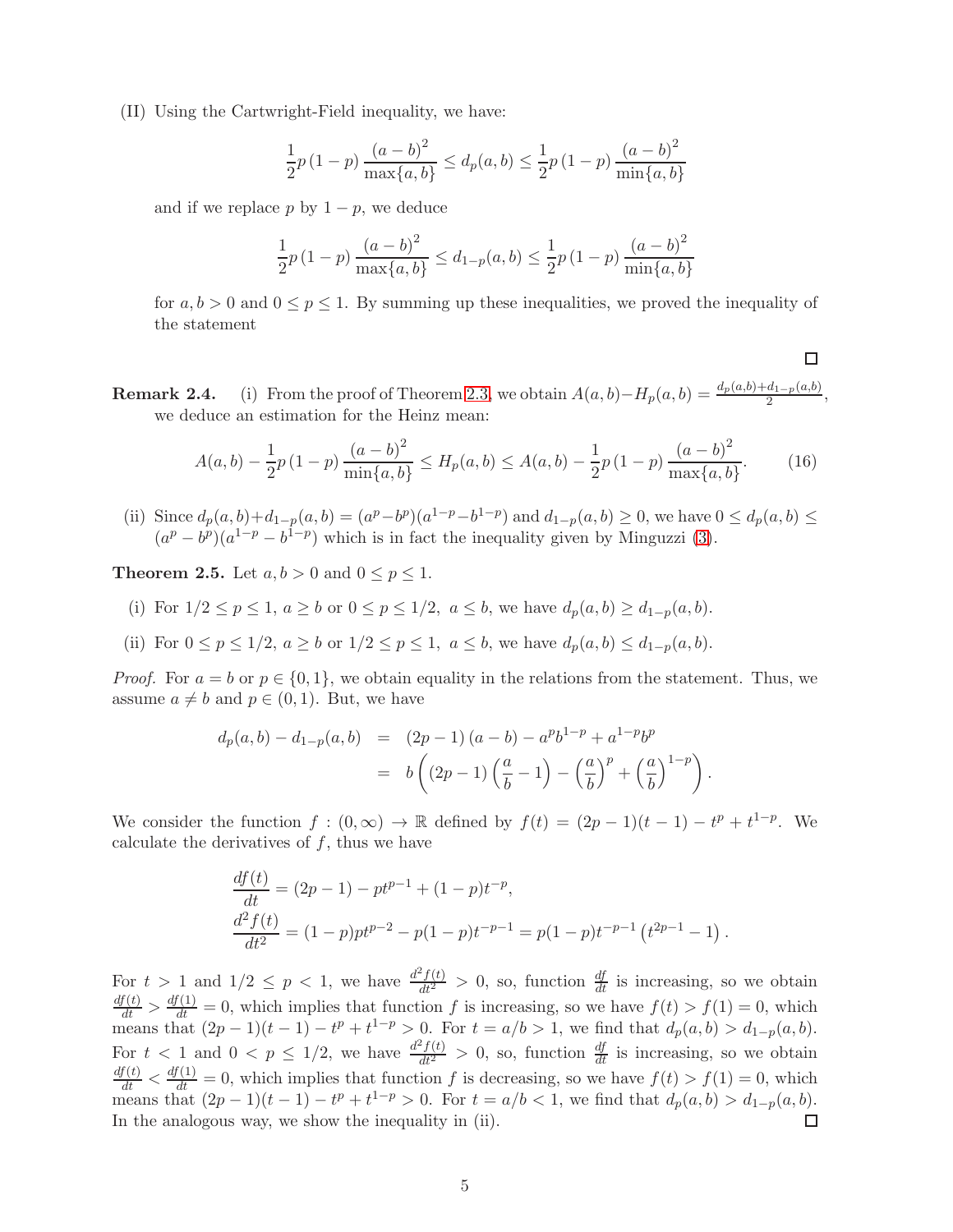(II) Using the Cartwright-Field inequality, we have:

$$\frac{1}{2}p\,(1-p)\,\frac{(a-b)^2}{\max\{a,b\}} \le d_p(a,b) \le \frac{1}{2}p\,(1-p)\,\frac{(a-b)^2}{\min\{a,b\}}$$

and if we replace $p$ by $1-p$, we deduce

$$\frac{1}{2}p\,(1-p)\,\frac{(a-b)^2}{\max\{a,b\}} \le d_{1-p}(a,b) \le \frac{1}{2}p\,(1-p)\,\frac{(a-b)^2}{\min\{a,b\}}$$

for $a,b>0$ and $0\le p\le 1$. By summing up these inequalities, we proved the inequality of the statement

□

**Remark 2.4.** (i) From the proof of Theorem 2.3, we obtain $A(a,b)-H_p(a,b)=\frac{d_p(a,b)+d_{1-p}(a,b)}{2}$, we deduce an estimation for the Heinz mean:

$$A(a,b)-\frac{1}{2}p\,(1-p)\,\frac{(a-b)^2}{\min\{a,b\}} \le H_p(a,b) \le A(a,b)-\frac{1}{2}p\,(1-p)\,\frac{(a-b)^2}{\max\{a,b\}}. \tag{16}$$

(ii) Since $d_p(a,b)+d_{1-p}(a,b)=(a^p-b^p)(a^{1-p}-b^{1-p})$ and $d_{1-p}(a,b)\ge 0$, we have $0\le d_p(a,b)\le (a^p-b^p)(a^{1-p}-b^{1-p})$ which is in fact the inequality given by Minguzzi (3).

**Theorem 2.5.** Let $a,b>0$ and $0\le p\le 1$.

(i) For $1/2\le p\le 1,\ a\ge b$ or $0\le p\le 1/2,\ a\le b$, we have $d_p(a,b)\ge d_{1-p}(a,b)$.

(ii) For $0\le p\le 1/2,\ a\ge b$ or $1/2\le p\le 1,\ a\le b$, we have $d_p(a,b)\le d_{1-p}(a,b)$.

*Proof.* For $a=b$ or $p\in\{0,1\}$, we obtain equality in the relations from the statement. Thus, we assume $a\ne b$ and $p\in(0,1)$. But, we have

$$\begin{aligned} d_p(a,b)-d_{1-p}(a,b) &= (2p-1)\,(a-b)-a^pb^{1-p}+a^{1-p}b^p \\ &= b\left((2p-1)\left(\frac{a}{b}-1\right)-\left(\frac{a}{b}\right)^p+\left(\frac{a}{b}\right)^{1-p}\right). \end{aligned}$$

We consider the function $f:(0,\infty)\to\mathbb{R}$ defined by $f(t)=(2p-1)(t-1)-t^p+t^{1-p}$. We calculate the derivatives of $f$, thus we have

$$\begin{aligned} &\frac{df(t)}{dt}=(2p-1)-pt^{p-1}+(1-p)t^{-p},\\ &\frac{d^2f(t)}{dt^2}=(1-p)pt^{p-2}-p(1-p)t^{-p-1}=p(1-p)t^{-p-1}\left(t^{2p-1}-1\right). \end{aligned}$$

For $t>1$ and $1/2\le p<1$, we have $\frac{d^2f(t)}{dt^2}>0$, so, function $\frac{df}{dt}$ is increasing, so we obtain $\frac{df(t)}{dt}>\frac{df(1)}{dt}=0$, which implies that function $f$ is increasing, so we have $f(t)>f(1)=0$, which means that $(2p-1)(t-1)-t^p+t^{1-p}>0$. For $t=a/b>1$, we find that $d_p(a,b)>d_{1-p}(a,b)$. For $t<1$ and $0<p\le 1/2$, we have $\frac{d^2f(t)}{dt^2}>0$, so, function $\frac{df}{dt}$ is increasing, so we obtain $\frac{df(t)}{dt}<\frac{df(1)}{dt}=0$, which implies that function $f$ is decreasing, so we have $f(t)>f(1)=0$, which means that $(2p-1)(t-1)-t^p+t^{1-p}>0$. For $t=a/b<1$, we find that $d_p(a,b)>d_{1-p}(a,b)$. In the analogous way, we show the inequality in (ii).

□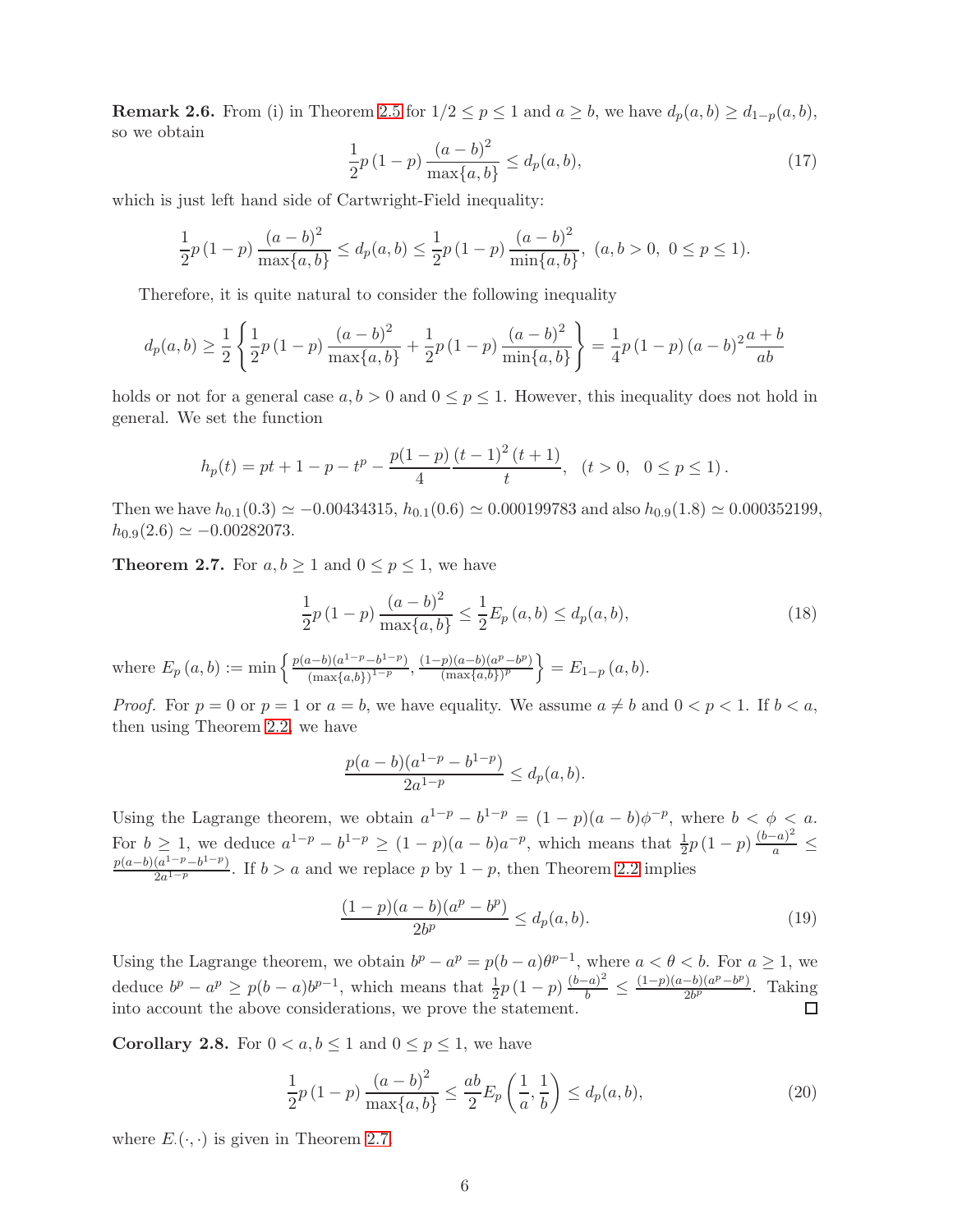**Remark 2.6.** From (i) in Theorem 2.5 for $1/2 \le p \le 1$ and $a \ge b$, we have $d_p(a,b) \ge d_{1-p}(a,b)$, so we obtain

$$\frac{1}{2}p\left(1-p\right)\frac{(a-b)^2}{\max\{a,b\}} \le d_p(a,b), \tag{17}$$

which is just left hand side of Cartwright-Field inequality:

$$\frac{1}{2}p\left(1-p\right)\frac{(a-b)^2}{\max\{a,b\}} \le d_p(a,b) \le \frac{1}{2}p\left(1-p\right)\frac{(a-b)^2}{\min\{a,b\}},\ (a,b>0,\ 0\le p\le 1).$$

Therefore, it is quite natural to consider the following inequality

$$d_p(a,b) \ge \frac{1}{2}\left\{\frac{1}{2}p\left(1-p\right)\frac{(a-b)^2}{\max\{a,b\}} + \frac{1}{2}p\left(1-p\right)\frac{(a-b)^2}{\min\{a,b\}}\right\} = \frac{1}{4}p\left(1-p\right)(a-b)^2\frac{a+b}{ab}$$

holds or not for a general case $a,b>0$ and $0 \le p \le 1$. However, this inequality does not hold in general. We set the function

$$h_p(t) = pt + 1 - p - t^p - \frac{p(1-p)}{4}\frac{(t-1)^2(t+1)}{t},\quad (t>0,\quad 0\le p\le 1).$$

Then we have $h_{0.1}(0.3) \simeq -0.00434315$, $h_{0.1}(0.6) \simeq 0.000199783$ and also $h_{0.9}(1.8) \simeq 0.000352199$, $h_{0.9}(2.6) \simeq -0.00282073$.

**Theorem 2.7.** For $a,b \ge 1$ and $0 \le p \le 1$, we have

$$\frac{1}{2}p\left(1-p\right)\frac{(a-b)^2}{\max\{a,b\}} \le \frac{1}{2}E_p\left(a,b\right) \le d_p(a,b), \tag{18}$$

where $E_p\left(a,b\right) := \min\left\{\frac{p(a-b)(a^{1-p}-b^{1-p})}{(\max\{a,b\})^{1-p}}, \frac{(1-p)(a-b)(a^p-b^p)}{(\max\{a,b\})^p}\right\} = E_{1-p}\left(a,b\right)$.

*Proof.* For $p=0$ or $p=1$ or $a=b$, we have equality. We assume $a \ne b$ and $0<p<1$. If $b<a$, then using Theorem 2.2, we have

$$\frac{p(a-b)(a^{1-p}-b^{1-p})}{2a^{1-p}} \le d_p(a,b).$$

Using the Lagrange theorem, we obtain $a^{1-p}-b^{1-p} = (1-p)(a-b)\phi^{-p}$, where $b<\phi<a$. For $b \ge 1$, we deduce $a^{1-p}-b^{1-p} \ge (1-p)(a-b)a^{-p}$, which means that $\frac{1}{2}p\left(1-p\right)\frac{(b-a)^2}{a} \le \frac{p(a-b)(a^{1-p}-b^{1-p})}{2a^{1-p}}$. If $b>a$ and we replace $p$ by $1-p$, then Theorem 2.2 implies

$$\frac{(1-p)(a-b)(a^p-b^p)}{2b^p} \le d_p(a,b). \tag{19}$$

Using the Lagrange theorem, we obtain $b^p - a^p = p(b-a)\theta^{p-1}$, where $a<\theta<b$. For $a \ge 1$, we deduce $b^p - a^p \ge p(b-a)b^{p-1}$, which means that $\frac{1}{2}p\left(1-p\right)\frac{(b-a)^2}{b} \le \frac{(1-p)(a-b)(a^p-b^p)}{2b^p}$. Taking into account the above considerations, we prove the statement. $\square$

**Corollary 2.8.** For $0<a,b\le 1$ and $0\le p\le 1$, we have

$$\frac{1}{2}p\left(1-p\right)\frac{(a-b)^2}{\max\{a,b\}} \le \frac{ab}{2}E_p\left(\frac{1}{a},\frac{1}{b}\right) \le d_p(a,b), \tag{20}$$

where $E_{\cdot}(\cdot,\cdot)$ is given in Theorem 2.7.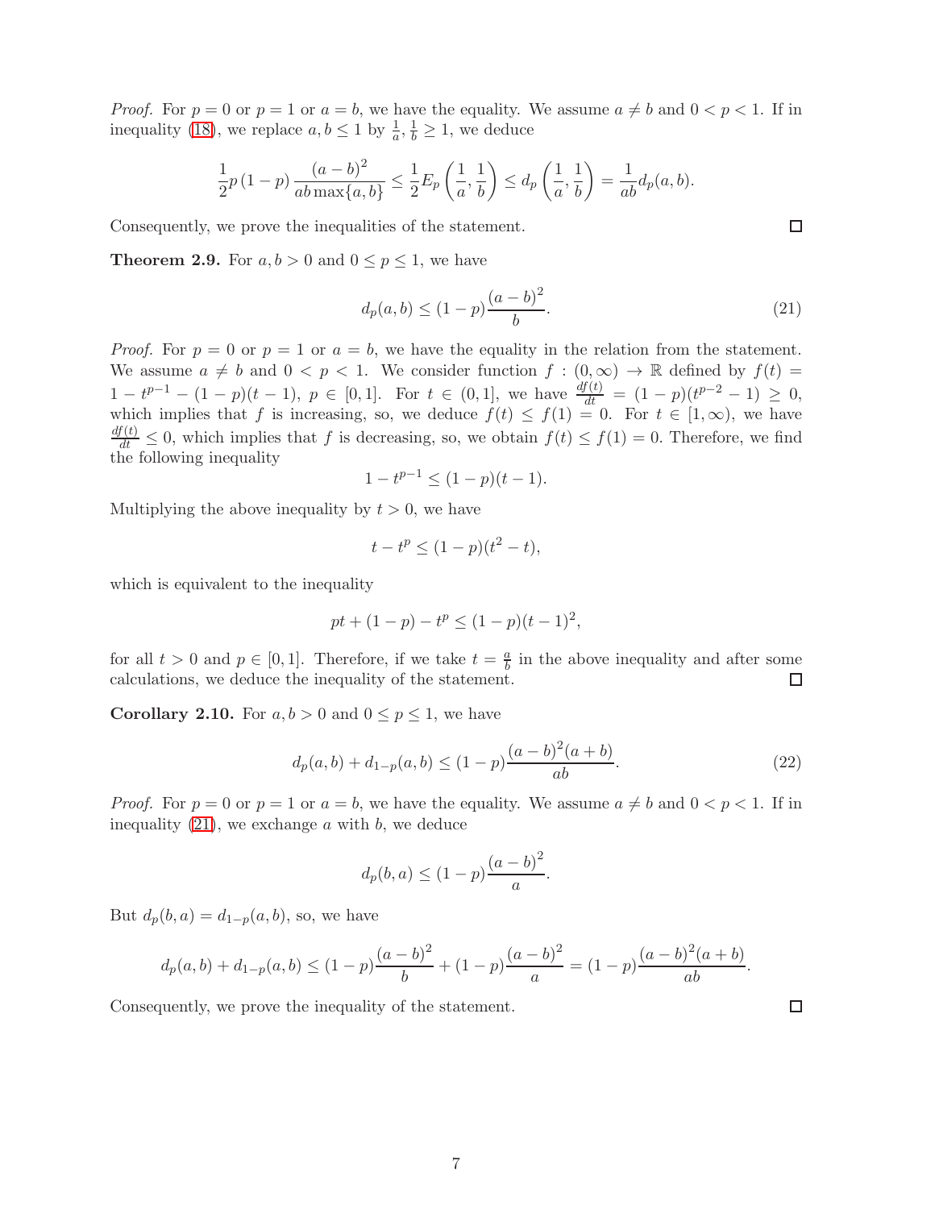*Proof.* For $p = 0$ or $p = 1$ or $a = b$, we have the equality. We assume $a \neq b$ and $0 < p < 1$. If in inequality (18), we replace $a, b \leq 1$ by $\frac{1}{a}, \frac{1}{b} \geq 1$, we deduce

$$\frac{1}{2}p\,(1-p)\,\frac{(a-b)^2}{ab\max\{a,b\}} \leq \frac{1}{2}E_p\left(\frac{1}{a},\frac{1}{b}\right) \leq d_p\left(\frac{1}{a},\frac{1}{b}\right) = \frac{1}{ab}d_p(a,b).$$

Consequently, we prove the inequalities of the statement. □

**Theorem 2.9.** For $a, b > 0$ and $0 \leq p \leq 1$, we have

$$d_p(a,b) \leq (1-p)\frac{(a-b)^2}{b}. \tag{21}$$

*Proof.* For $p = 0$ or $p = 1$ or $a = b$, we have the equality in the relation from the statement. We assume $a \neq b$ and $0 < p < 1$. We consider function $f : (0,\infty) \to \mathbb{R}$ defined by $f(t) = 1 - t^{p-1} - (1-p)(t-1)$, $p \in [0,1]$. For $t \in (0,1]$, we have $\frac{df(t)}{dt} = (1-p)(t^{p-2} - 1) \geq 0$, which implies that $f$ is increasing, so, we deduce $f(t) \leq f(1) = 0$. For $t \in [1,\infty)$, we have $\frac{df(t)}{dt} \leq 0$, which implies that $f$ is decreasing, so, we obtain $f(t) \leq f(1) = 0$. Therefore, we find the following inequality

$$1 - t^{p-1} \leq (1-p)(t-1).$$

Multiplying the above inequality by $t > 0$, we have

$$t - t^p \leq (1-p)(t^2 - t),$$

which is equivalent to the inequality

$$pt + (1-p) - t^p \leq (1-p)(t-1)^2,$$

for all $t > 0$ and $p \in [0,1]$. Therefore, if we take $t = \frac{a}{b}$ in the above inequality and after some calculations, we deduce the inequality of the statement. □

**Corollary 2.10.** For $a, b > 0$ and $0 \leq p \leq 1$, we have

$$d_p(a,b) + d_{1-p}(a,b) \leq (1-p)\frac{(a-b)^2(a+b)}{ab}. \tag{22}$$

*Proof.* For $p = 0$ or $p = 1$ or $a = b$, we have the equality. We assume $a \neq b$ and $0 < p < 1$. If in inequality (21), we exchange $a$ with $b$, we deduce

$$d_p(b,a) \leq (1-p)\frac{(a-b)^2}{a}.$$

But $d_p(b,a) = d_{1-p}(a,b)$, so, we have

$$d_p(a,b) + d_{1-p}(a,b) \leq (1-p)\frac{(a-b)^2}{b} + (1-p)\frac{(a-b)^2}{a} = (1-p)\frac{(a-b)^2(a+b)}{ab}.$$

Consequently, we prove the inequality of the statement. □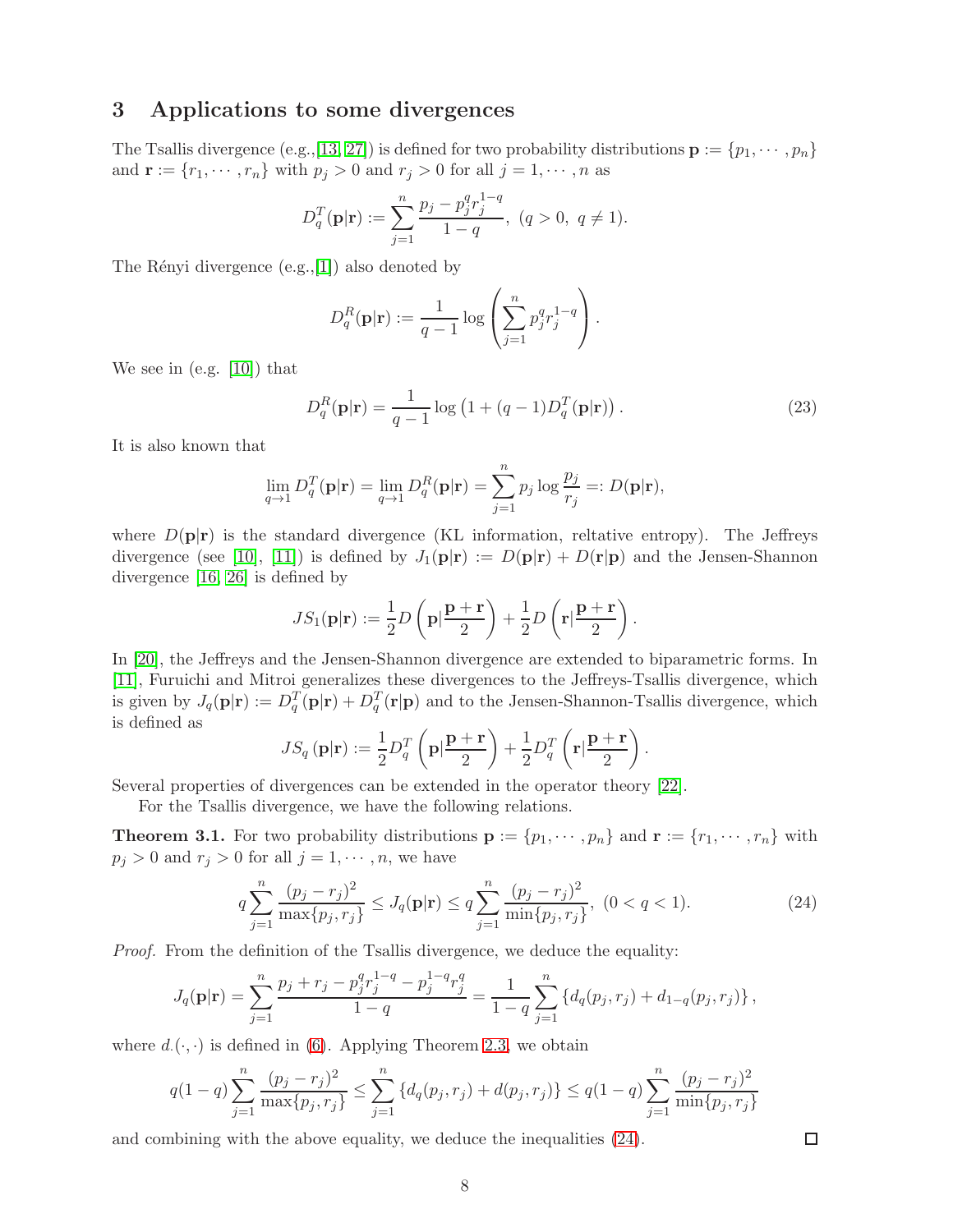## 3 Applications to some divergences

The Tsallis divergence (e.g.,[13, 27]) is defined for two probability distributions $\mathbf{p} := \{p_1, \cdots, p_n\}$ and $\mathbf{r} := \{r_1, \cdots, r_n\}$ with $p_j > 0$ and $r_j > 0$ for all $j = 1, \cdots, n$ as

$$D_q^T(\mathbf{p}|\mathbf{r}) := \sum_{j=1}^{n} \frac{p_j - p_j^q r_j^{1-q}}{1-q}, \ (q > 0, \ q \neq 1).$$

The Rényi divergence (e.g.,[1]) also denoted by

$$D_q^R(\mathbf{p}|\mathbf{r}) := \frac{1}{q-1} \log \left( \sum_{j=1}^{n} p_j^q r_j^{1-q} \right).$$

We see in (e.g. [10]) that

$$D_q^R(\mathbf{p}|\mathbf{r}) = \frac{1}{q-1} \log \left( 1 + (q-1) D_q^T(\mathbf{p}|\mathbf{r}) \right). \tag{23}$$

It is also known that

$$\lim_{q \to 1} D_q^T(\mathbf{p}|\mathbf{r}) = \lim_{q \to 1} D_q^R(\mathbf{p}|\mathbf{r}) = \sum_{j=1}^{n} p_j \log \frac{p_j}{r_j} =: D(\mathbf{p}|\mathbf{r}),$$

where $D(\mathbf{p}|\mathbf{r})$ is the standard divergence (KL information, reltative entropy). The Jeffreys divergence (see [10], [11]) is defined by $J_1(\mathbf{p}|\mathbf{r}) := D(\mathbf{p}|\mathbf{r}) + D(\mathbf{r}|\mathbf{p})$ and the Jensen-Shannon divergence [16, 26] is defined by

$$JS_1(\mathbf{p}|\mathbf{r}) := \frac{1}{2} D\left(\mathbf{p}|\frac{\mathbf{p}+\mathbf{r}}{2}\right) + \frac{1}{2} D\left(\mathbf{r}|\frac{\mathbf{p}+\mathbf{r}}{2}\right).$$

In [20], the Jeffreys and the Jensen-Shannon divergence are extended to biparametric forms. In [11], Furuichi and Mitroi generalizes these divergences to the Jeffreys-Tsallis divergence, which is given by $J_q(\mathbf{p}|\mathbf{r}) := D_q^T(\mathbf{p}|\mathbf{r}) + D_q^T(\mathbf{r}|\mathbf{p})$ and to the Jensen-Shannon-Tsallis divergence, which is defined as

$$JS_q(\mathbf{p}|\mathbf{r}) := \frac{1}{2} D_q^T\left(\mathbf{p}|\frac{\mathbf{p}+\mathbf{r}}{2}\right) + \frac{1}{2} D_q^T\left(\mathbf{r}|\frac{\mathbf{p}+\mathbf{r}}{2}\right).$$

Several properties of divergences can be extended in the operator theory [22].

For the Tsallis divergence, we have the following relations.

**Theorem 3.1.** *For two probability distributions $\mathbf{p} := \{p_1, \cdots, p_n\}$ and $\mathbf{r} := \{r_1, \cdots, r_n\}$ with $p_j > 0$ and $r_j > 0$ for all $j = 1, \cdots, n$, we have*

$$q \sum_{j=1}^{n} \frac{(p_j - r_j)^2}{\max\{p_j, r_j\}} \leq J_q(\mathbf{p}|\mathbf{r}) \leq q \sum_{j=1}^{n} \frac{(p_j - r_j)^2}{\min\{p_j, r_j\}}, \ (0 < q < 1). \tag{24}$$

*Proof.* From the definition of the Tsallis divergence, we deduce the equality:

$$J_q(\mathbf{p}|\mathbf{r}) = \sum_{j=1}^{n} \frac{p_j + r_j - p_j^q r_j^{1-q} - p_j^{1-q} r_j^q}{1-q} = \frac{1}{1-q} \sum_{j=1}^{n} \left\{ d_q(p_j, r_j) + d_{1-q}(p_j, r_j) \right\},$$

where $d_\cdot(\cdot, \cdot)$ is defined in (6). Applying Theorem 2.3, we obtain

$$q(1-q) \sum_{j=1}^{n} \frac{(p_j - r_j)^2}{\max\{p_j, r_j\}} \leq \sum_{j=1}^{n} \left\{ d_q(p_j, r_j) + d(p_j, r_j) \right\} \leq q(1-q) \sum_{j=1}^{n} \frac{(p_j - r_j)^2}{\min\{p_j, r_j\}}$$

and combining with the above equality, we deduce the inequalities (24). $\square$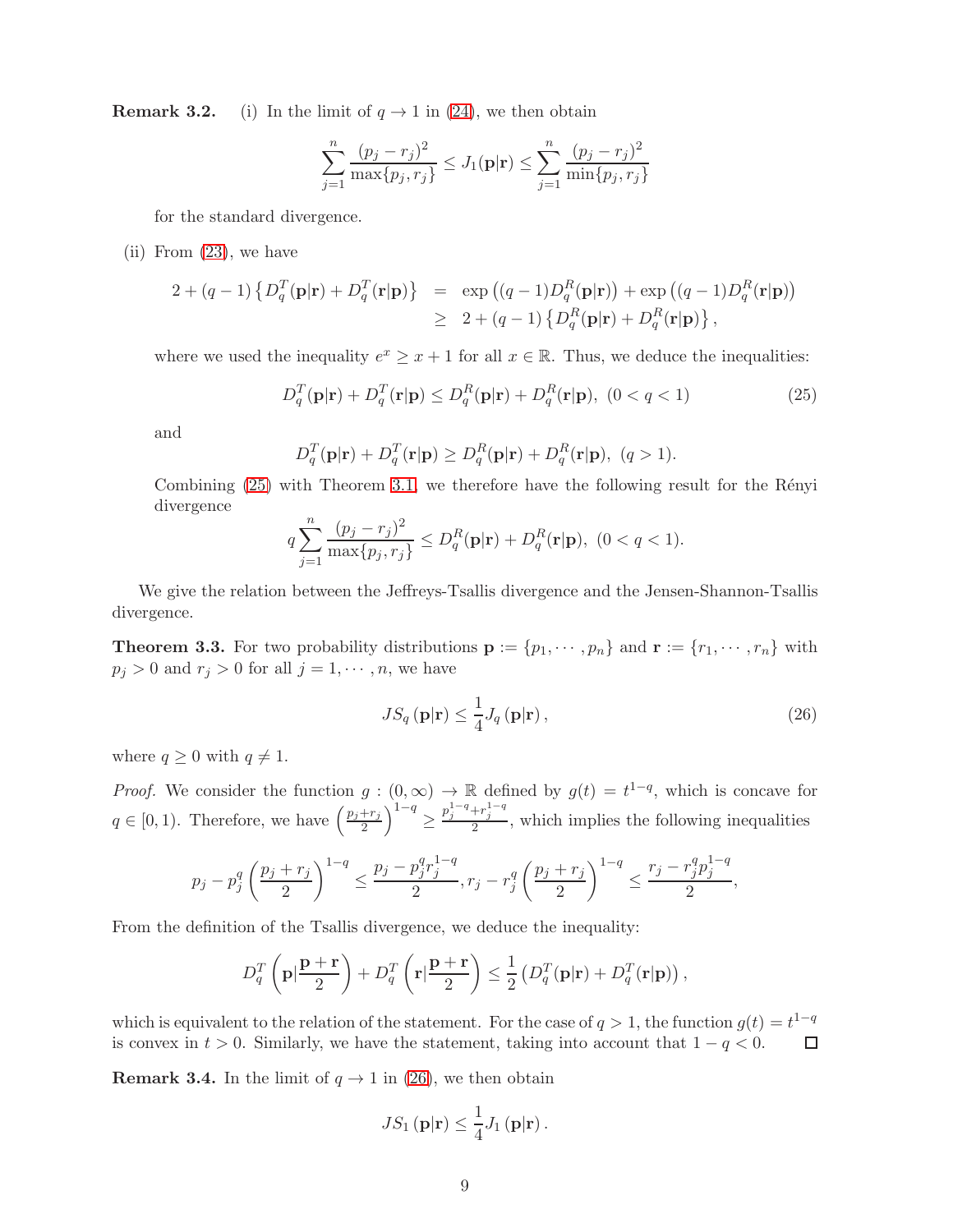**Remark 3.2.** (i) In the limit of $q \to 1$ in (24), we then obtain

$$\sum_{j=1}^{n} \frac{(p_j - r_j)^2}{\max\{p_j, r_j\}} \le J_1(\mathbf{p}|\mathbf{r}) \le \sum_{j=1}^{n} \frac{(p_j - r_j)^2}{\min\{p_j, r_j\}}$$

for the standard divergence.

(ii) From (23), we have

$$\begin{aligned} 2 + (q-1)\left\{D_q^T(\mathbf{p}|\mathbf{r}) + D_q^T(\mathbf{r}|\mathbf{p})\right\} &= \exp\left((q-1)D_q^R(\mathbf{p}|\mathbf{r})\right) + \exp\left((q-1)D_q^R(\mathbf{r}|\mathbf{p})\right) \\ &\ge 2 + (q-1)\left\{D_q^R(\mathbf{p}|\mathbf{r}) + D_q^R(\mathbf{r}|\mathbf{p})\right\}, \end{aligned}$$

where we used the inequality $e^x \ge x + 1$ for all $x \in \mathbb{R}$. Thus, we deduce the inequalities:

$$D_q^T(\mathbf{p}|\mathbf{r}) + D_q^T(\mathbf{r}|\mathbf{p}) \le D_q^R(\mathbf{p}|\mathbf{r}) + D_q^R(\mathbf{r}|\mathbf{p}),\ (0 < q < 1) \tag{25}$$

and

$$D_q^T(\mathbf{p}|\mathbf{r}) + D_q^T(\mathbf{r}|\mathbf{p}) \ge D_q^R(\mathbf{p}|\mathbf{r}) + D_q^R(\mathbf{r}|\mathbf{p}),\ (q > 1).$$

Combining (25) with Theorem 3.1, we therefore have the following result for the Rényi divergence

$$q\sum_{j=1}^{n} \frac{(p_j - r_j)^2}{\max\{p_j, r_j\}} \le D_q^R(\mathbf{p}|\mathbf{r}) + D_q^R(\mathbf{r}|\mathbf{p}),\ (0 < q < 1).$$

We give the relation between the Jeffreys-Tsallis divergence and the Jensen-Shannon-Tsallis divergence.

**Theorem 3.3.** For two probability distributions $\mathbf{p} := \{p_1, \cdots, p_n\}$ and $\mathbf{r} := \{r_1, \cdots, r_n\}$ with $p_j > 0$ and $r_j > 0$ for all $j = 1, \cdots, n$, we have

$$JS_q(\mathbf{p}|\mathbf{r}) \le \frac{1}{4} J_q(\mathbf{p}|\mathbf{r}), \tag{26}$$

where $q \ge 0$ with $q \ne 1$.

*Proof.* We consider the function $g : (0, \infty) \to \mathbb{R}$ defined by $g(t) = t^{1-q}$, which is concave for $q \in [0, 1)$. Therefore, we have $\left(\frac{p_j + r_j}{2}\right)^{1-q} \ge \frac{p_j^{1-q} + r_j^{1-q}}{2}$, which implies the following inequalities

$$p_j - p_j^q\left(\frac{p_j + r_j}{2}\right)^{1-q} \le \frac{p_j - p_j^q r_j^{1-q}}{2},\ r_j - r_j^q\left(\frac{p_j + r_j}{2}\right)^{1-q} \le \frac{r_j - r_j^q p_j^{1-q}}{2},$$

From the definition of the Tsallis divergence, we deduce the inequality:

$$D_q^T\left(\mathbf{p}|\frac{\mathbf{p} + \mathbf{r}}{2}\right) + D_q^T\left(\mathbf{r}|\frac{\mathbf{p} + \mathbf{r}}{2}\right) \le \frac{1}{2}\left(D_q^T(\mathbf{p}|\mathbf{r}) + D_q^T(\mathbf{r}|\mathbf{p})\right),$$

which is equivalent to the relation of the statement. For the case of $q > 1$, the function $g(t) = t^{1-q}$ is convex in $t > 0$. Similarly, we have the statement, taking into account that $1 - q < 0$. □

**Remark 3.4.** In the limit of $q \to 1$ in (26), we then obtain

$$JS_1(\mathbf{p}|\mathbf{r}) \le \frac{1}{4} J_1(\mathbf{p}|\mathbf{r}).$$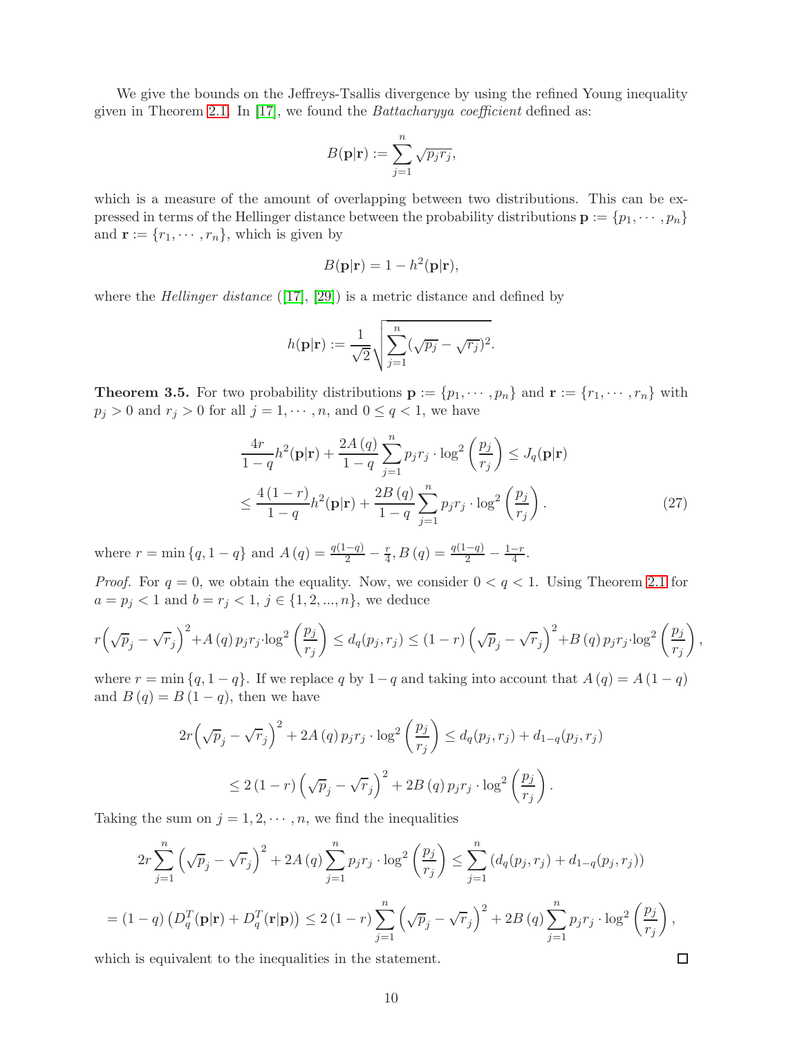We give the bounds on the Jeffreys-Tsallis divergence by using the refined Young inequality given in Theorem 2.1. In [17], we found the *Battacharyya coefficient* defined as:

$$B(\mathbf{p}|\mathbf{r}) := \sum_{j=1}^{n} \sqrt{p_j r_j},$$

which is a measure of the amount of overlapping between two distributions. This can be expressed in terms of the Hellinger distance between the probability distributions $\mathbf{p} := \{p_1, \cdots, p_n\}$ and $\mathbf{r} := \{r_1, \cdots, r_n\}$, which is given by

$$B(\mathbf{p}|\mathbf{r}) = 1 - h^2(\mathbf{p}|\mathbf{r}),$$

where the *Hellinger distance* ([17], [29]) is a metric distance and defined by

$$h(\mathbf{p}|\mathbf{r}) := \frac{1}{\sqrt{2}}\sqrt{\sum_{j=1}^{n}(\sqrt{p_j} - \sqrt{r_j})^2}.$$

**Theorem 3.5.** For two probability distributions $\mathbf{p} := \{p_1, \cdots, p_n\}$ and $\mathbf{r} := \{r_1, \cdots, r_n\}$ with $p_j > 0$ and $r_j > 0$ for all $j = 1, \cdots, n$, and $0 \le q < 1$, we have

$$\frac{4r}{1-q}h^2(\mathbf{p}|\mathbf{r}) + \frac{2A(q)}{1-q}\sum_{j=1}^{n} p_j r_j \cdot \log^2\left(\frac{p_j}{r_j}\right) \le J_q(\mathbf{p}|\mathbf{r})$$
$$\le \frac{4(1-r)}{1-q}h^2(\mathbf{p}|\mathbf{r}) + \frac{2B(q)}{1-q}\sum_{j=1}^{n} p_j r_j \cdot \log^2\left(\frac{p_j}{r_j}\right). \tag{27}$$

where $r = \min\{q, 1-q\}$ and $A(q) = \frac{q(1-q)}{2} - \frac{r}{4}$, $B(q) = \frac{q(1-q)}{2} - \frac{1-r}{4}$.

*Proof.* For $q = 0$, we obtain the equality. Now, we consider $0 < q < 1$. Using Theorem 2.1 for $a = p_j < 1$ and $b = r_j < 1$, $j \in \{1, 2, ..., n\}$, we deduce

$$r\left(\sqrt{p}_j - \sqrt{r}_j\right)^2 + A(q)\, p_j r_j \cdot \log^2\left(\frac{p_j}{r_j}\right) \le d_q(p_j, r_j) \le (1-r)\left(\sqrt{p}_j - \sqrt{r}_j\right)^2 + B(q)\, p_j r_j \cdot \log^2\left(\frac{p_j}{r_j}\right),$$

where $r = \min\{q, 1-q\}$. If we replace $q$ by $1-q$ and taking into account that $A(q) = A(1-q)$ and $B(q) = B(1-q)$, then we have

$$2r\left(\sqrt{p}_j - \sqrt{r}_j\right)^2 + 2A(q)\, p_j r_j \cdot \log^2\left(\frac{p_j}{r_j}\right) \le d_q(p_j, r_j) + d_{1-q}(p_j, r_j)$$
$$\le 2(1-r)\left(\sqrt{p}_j - \sqrt{r}_j\right)^2 + 2B(q)\, p_j r_j \cdot \log^2\left(\frac{p_j}{r_j}\right).$$

Taking the sum on $j = 1, 2, \cdots, n$, we find the inequalities

$$2r\sum_{j=1}^{n}\left(\sqrt{p}_j - \sqrt{r}_j\right)^2 + 2A(q)\sum_{j=1}^{n} p_j r_j \cdot \log^2\left(\frac{p_j}{r_j}\right) \le \sum_{j=1}^{n}\left(d_q(p_j, r_j) + d_{1-q}(p_j, r_j)\right)$$

$$= (1-q)\left(D_q^T(\mathbf{p}|\mathbf{r}) + D_q^T(\mathbf{r}|\mathbf{p})\right) \le 2(1-r)\sum_{j=1}^{n}\left(\sqrt{p}_j - \sqrt{r}_j\right)^2 + 2B(q)\sum_{j=1}^{n} p_j r_j \cdot \log^2\left(\frac{p_j}{r_j}\right),$$

which is equivalent to the inequalities in the statement. $\square$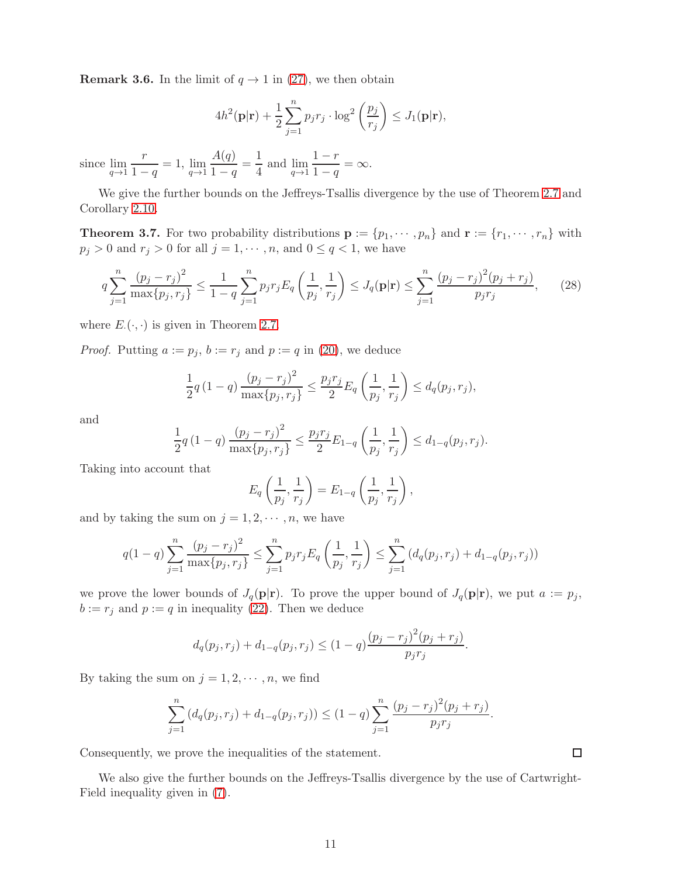**Remark 3.6.** In the limit of $q \to 1$ in (27), we then obtain

$$4h^2(\mathbf{p}|\mathbf{r}) + \frac{1}{2}\sum_{j=1}^{n} p_j r_j \cdot \log^2\left(\frac{p_j}{r_j}\right) \leq J_1(\mathbf{p}|\mathbf{r}),$$

since $\lim_{q\to 1}\dfrac{r}{1-q} = 1$, $\lim_{q\to 1}\dfrac{A(q)}{1-q} = \dfrac{1}{4}$ and $\lim_{q\to 1}\dfrac{1-r}{1-q} = \infty$.

We give the further bounds on the Jeffreys-Tsallis divergence by the use of Theorem 2.7 and Corollary 2.10.

**Theorem 3.7.** For two probability distributions $\mathbf{p} := \{p_1, \cdots, p_n\}$ and $\mathbf{r} := \{r_1, \cdots, r_n\}$ with $p_j > 0$ and $r_j > 0$ for all $j = 1, \cdots, n$, and $0 \leq q < 1$, we have

$$q\sum_{j=1}^{n}\frac{(p_j - r_j)^2}{\max\{p_j, r_j\}} \leq \frac{1}{1-q}\sum_{j=1}^{n} p_j r_j E_q\left(\frac{1}{p_j}, \frac{1}{r_j}\right) \leq J_q(\mathbf{p}|\mathbf{r}) \leq \sum_{j=1}^{n}\frac{(p_j - r_j)^2(p_j + r_j)}{p_j r_j}, \tag{28}$$

where $E_{\cdot}(\cdot,\cdot)$ is given in Theorem 2.7.

*Proof.* Putting $a := p_j$, $b := r_j$ and $p := q$ in (20), we deduce

$$\frac{1}{2}q\left(1-q\right)\frac{(p_j - r_j)^2}{\max\{p_j, r_j\}} \leq \frac{p_j r_j}{2} E_q\left(\frac{1}{p_j}, \frac{1}{r_j}\right) \leq d_q(p_j, r_j),$$

and

$$\frac{1}{2}q\left(1-q\right)\frac{(p_j - r_j)^2}{\max\{p_j, r_j\}} \leq \frac{p_j r_j}{2} E_{1-q}\left(\frac{1}{p_j}, \frac{1}{r_j}\right) \leq d_{1-q}(p_j, r_j).$$

Taking into account that

$$E_q\left(\frac{1}{p_j}, \frac{1}{r_j}\right) = E_{1-q}\left(\frac{1}{p_j}, \frac{1}{r_j}\right),$$

and by taking the sum on $j = 1, 2, \cdots, n$, we have

$$q(1-q)\sum_{j=1}^{n}\frac{(p_j - r_j)^2}{\max\{p_j, r_j\}} \leq \sum_{j=1}^{n} p_j r_j E_q\left(\frac{1}{p_j}, \frac{1}{r_j}\right) \leq \sum_{j=1}^{n}\left(d_q(p_j, r_j) + d_{1-q}(p_j, r_j)\right)$$

we prove the lower bounds of $J_q(\mathbf{p}|\mathbf{r})$. To prove the upper bound of $J_q(\mathbf{p}|\mathbf{r})$, we put $a := p_j$, $b := r_j$ and $p := q$ in inequality (22). Then we deduce

$$d_q(p_j, r_j) + d_{1-q}(p_j, r_j) \leq (1-q)\frac{(p_j - r_j)^2(p_j + r_j)}{p_j r_j}.$$

By taking the sum on $j = 1, 2, \cdots, n$, we find

$$\sum_{j=1}^{n}\left(d_q(p_j, r_j) + d_{1-q}(p_j, r_j)\right) \leq (1-q)\sum_{j=1}^{n}\frac{(p_j - r_j)^2(p_j + r_j)}{p_j r_j}.$$

Consequently, we prove the inequalities of the statement. $\square$

We also give the further bounds on the Jeffreys-Tsallis divergence by the use of Cartwright-Field inequality given in (7).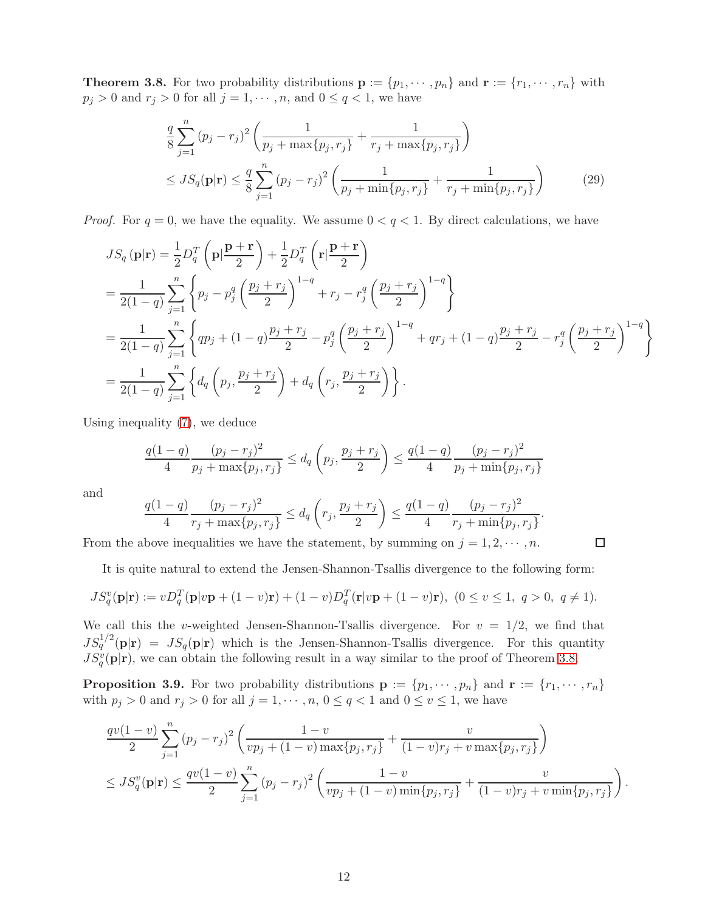**Theorem 3.8.** For two probability distributions $\mathbf{p} := \{p_1, \cdots, p_n\}$ and $\mathbf{r} := \{r_1, \cdots, r_n\}$ with $p_j > 0$ and $r_j > 0$ for all $j = 1, \cdots, n$, and $0 \leq q < 1$, we have

$$
\begin{aligned}
&\frac{q}{8}\sum_{j=1}^{n}(p_j - r_j)^2\left(\frac{1}{p_j + \max\{p_j, r_j\}} + \frac{1}{r_j + \max\{p_j, r_j\}}\right) \\
&\leq JS_q(\mathbf{p}|\mathbf{r}) \leq \frac{q}{8}\sum_{j=1}^{n}(p_j - r_j)^2\left(\frac{1}{p_j + \min\{p_j, r_j\}} + \frac{1}{r_j + \min\{p_j, r_j\}}\right) \qquad (29)
\end{aligned}
$$

*Proof.* For $q = 0$, we have the equality. We assume $0 < q < 1$. By direct calculations, we have

$$
\begin{aligned}
JS_q(\mathbf{p}|\mathbf{r}) &= \frac{1}{2}D_q^T\left(\mathbf{p}|\frac{\mathbf{p}+\mathbf{r}}{2}\right) + \frac{1}{2}D_q^T\left(\mathbf{r}|\frac{\mathbf{p}+\mathbf{r}}{2}\right) \\
&= \frac{1}{2(1-q)}\sum_{j=1}^{n}\left\{p_j - p_j^q\left(\frac{p_j + r_j}{2}\right)^{1-q} + r_j - r_j^q\left(\frac{p_j + r_j}{2}\right)^{1-q}\right\} \\
&= \frac{1}{2(1-q)}\sum_{j=1}^{n}\left\{qp_j + (1-q)\frac{p_j + r_j}{2} - p_j^q\left(\frac{p_j + r_j}{2}\right)^{1-q} + qr_j + (1-q)\frac{p_j + r_j}{2} - r_j^q\left(\frac{p_j + r_j}{2}\right)^{1-q}\right\} \\
&= \frac{1}{2(1-q)}\sum_{j=1}^{n}\left\{d_q\left(p_j, \frac{p_j + r_j}{2}\right) + d_q\left(r_j, \frac{p_j + r_j}{2}\right)\right\}.
\end{aligned}
$$

Using inequality (7), we deduce

$$
\frac{q(1-q)}{4}\frac{(p_j - r_j)^2}{p_j + \max\{p_j, r_j\}} \leq d_q\left(p_j, \frac{p_j + r_j}{2}\right) \leq \frac{q(1-q)}{4}\frac{(p_j - r_j)^2}{p_j + \min\{p_j, r_j\}}
$$

and

$$
\frac{q(1-q)}{4}\frac{(p_j - r_j)^2}{r_j + \max\{p_j, r_j\}} \leq d_q\left(r_j, \frac{p_j + r_j}{2}\right) \leq \frac{q(1-q)}{4}\frac{(p_j - r_j)^2}{r_j + \min\{p_j, r_j\}}.
$$

From the above inequalities we have the statement, by summing on $j = 1, 2, \cdots, n$. □

It is quite natural to extend the Jensen-Shannon-Tsallis divergence to the following form:

$$
JS_q^v(\mathbf{p}|\mathbf{r}) := vD_q^T(\mathbf{p}|v\mathbf{p} + (1-v)\mathbf{r}) + (1-v)D_q^T(\mathbf{r}|v\mathbf{p} + (1-v)\mathbf{r}),\ (0 \leq v \leq 1,\ q > 0,\ q \neq 1).
$$

We call this the $v$-weighted Jensen-Shannon-Tsallis divergence. For $v = 1/2$, we find that $JS_q^{1/2}(\mathbf{p}|\mathbf{r}) = JS_q(\mathbf{p}|\mathbf{r})$ which is the Jensen-Shannon-Tsallis divergence. For this quantity $JS_q^v(\mathbf{p}|\mathbf{r})$, we can obtain the following result in a way similar to the proof of Theorem 3.8.

**Proposition 3.9.** For two probability distributions $\mathbf{p} := \{p_1, \cdots, p_n\}$ and $\mathbf{r} := \{r_1, \cdots, r_n\}$ with $p_j > 0$ and $r_j > 0$ for all $j = 1, \cdots, n$, $0 \leq q < 1$ and $0 \leq v \leq 1$, we have

$$
\begin{aligned}
&\frac{qv(1-v)}{2}\sum_{j=1}^{n}(p_j - r_j)^2\left(\frac{1-v}{vp_j + (1-v)\max\{p_j, r_j\}} + \frac{v}{(1-v)r_j + v\max\{p_j, r_j\}}\right) \\
&\leq JS_q^v(\mathbf{p}|\mathbf{r}) \leq \frac{qv(1-v)}{2}\sum_{j=1}^{n}(p_j - r_j)^2\left(\frac{1-v}{vp_j + (1-v)\min\{p_j, r_j\}} + \frac{v}{(1-v)r_j + v\min\{p_j, r_j\}}\right).
\end{aligned}
$$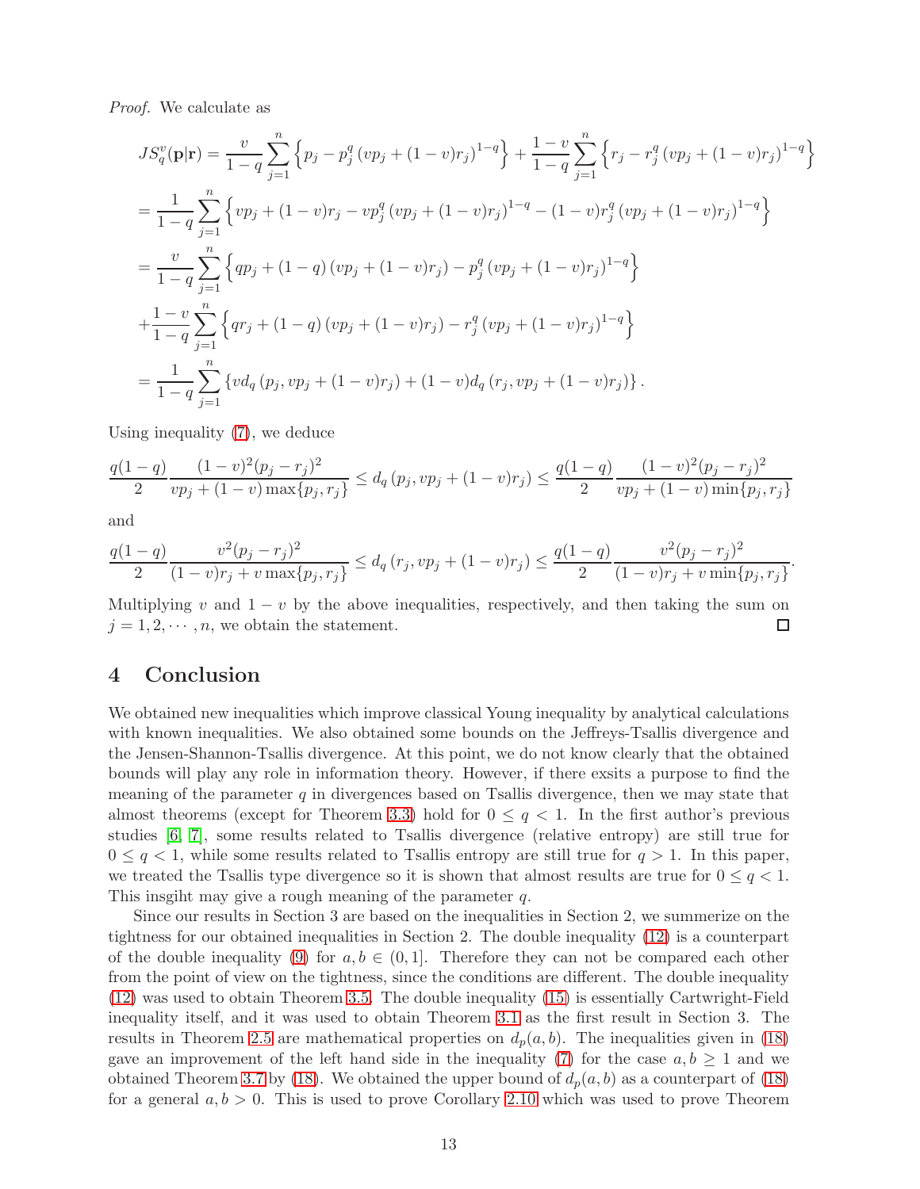*Proof.* We calculate as

$$
\begin{aligned}
JS_q^v(\mathbf{p}|\mathbf{r}) &= \frac{v}{1-q}\sum_{j=1}^{n}\left\{p_j - p_j^q\left(vp_j+(1-v)r_j\right)^{1-q}\right\} + \frac{1-v}{1-q}\sum_{j=1}^{n}\left\{r_j - r_j^q\left(vp_j+(1-v)r_j\right)^{1-q}\right\}\\
&= \frac{1}{1-q}\sum_{j=1}^{n}\left\{vp_j+(1-v)r_j - vp_j^q\left(vp_j+(1-v)r_j\right)^{1-q} - (1-v)r_j^q\left(vp_j+(1-v)r_j\right)^{1-q}\right\}\\
&= \frac{v}{1-q}\sum_{j=1}^{n}\left\{qp_j+(1-q)\left(vp_j+(1-v)r_j\right) - p_j^q\left(vp_j+(1-v)r_j\right)^{1-q}\right\}\\
&+\frac{1-v}{1-q}\sum_{j=1}^{n}\left\{qr_j+(1-q)\left(vp_j+(1-v)r_j\right) - r_j^q\left(vp_j+(1-v)r_j\right)^{1-q}\right\}\\
&= \frac{1}{1-q}\sum_{j=1}^{n}\left\{vd_q\left(p_j, vp_j+(1-v)r_j\right) + (1-v)d_q\left(r_j, vp_j+(1-v)r_j\right)\right\}.
\end{aligned}
$$

Using inequality (7), we deduce

$$
\frac{q(1-q)}{2}\frac{(1-v)^2(p_j-r_j)^2}{vp_j+(1-v)\max\{p_j,r_j\}} \le d_q\left(p_j, vp_j+(1-v)r_j\right) \le \frac{q(1-q)}{2}\frac{(1-v)^2(p_j-r_j)^2}{vp_j+(1-v)\min\{p_j,r_j\}}
$$

and

$$
\frac{q(1-q)}{2}\frac{v^2(p_j-r_j)^2}{(1-v)r_j+v\max\{p_j,r_j\}} \le d_q\left(r_j, vp_j+(1-v)r_j\right) \le \frac{q(1-q)}{2}\frac{v^2(p_j-r_j)^2}{(1-v)r_j+v\min\{p_j,r_j\}}.
$$

Multiplying $v$ and $1-v$ by the above inequalities, respectively, and then taking the sum on $j = 1, 2, \cdots, n$, we obtain the statement. □

# 4 Conclusion

We obtained new inequalities which improve classical Young inequality by analytical calculations with known inequalities. We also obtained some bounds on the Jeffreys-Tsallis divergence and the Jensen-Shannon-Tsallis divergence. At this point, we do not know clearly that the obtained bounds will play any role in information theory. However, if there exsits a purpose to find the meaning of the parameter $q$ in divergences based on Tsallis divergence, then we may state that almost theorems (except for Theorem 3.3) hold for $0 \le q < 1$. In the first author's previous studies [6, 7], some results related to Tsallis divergence (relative entropy) are still true for $0 \le q < 1$, while some results related to Tsallis entropy are still true for $q > 1$. In this paper, we treated the Tsallis type divergence so it is shown that almost results are true for $0 \le q < 1$. This insgiht may give a rough meaning of the parameter $q$.

Since our results in Section 3 are based on the inequalities in Section 2, we summerize on the tightness for our obtained inequalities in Section 2. The double inequality (12) is a counterpart of the double inequality (9) for $a, b \in (0, 1]$. Therefore they can not be compared each other from the point of view on the tightness, since the conditions are different. The double inequality (12) was used to obtain Theorem 3.5. The double inequality (15) is essentially Cartwright-Field inequality itself, and it was used to obtain Theorem 3.1 as the first result in Section 3. The results in Theorem 2.5 are mathematical properties on $d_p(a, b)$. The inequalities given in (18) gave an improvement of the left hand side in the inequality (7) for the case $a, b \ge 1$ and we obtained Theorem 3.7 by (18). We obtained the upper bound of $d_p(a, b)$ as a counterpart of (18) for a general $a, b > 0$. This is used to prove Corollary 2.10 which was used to prove Theorem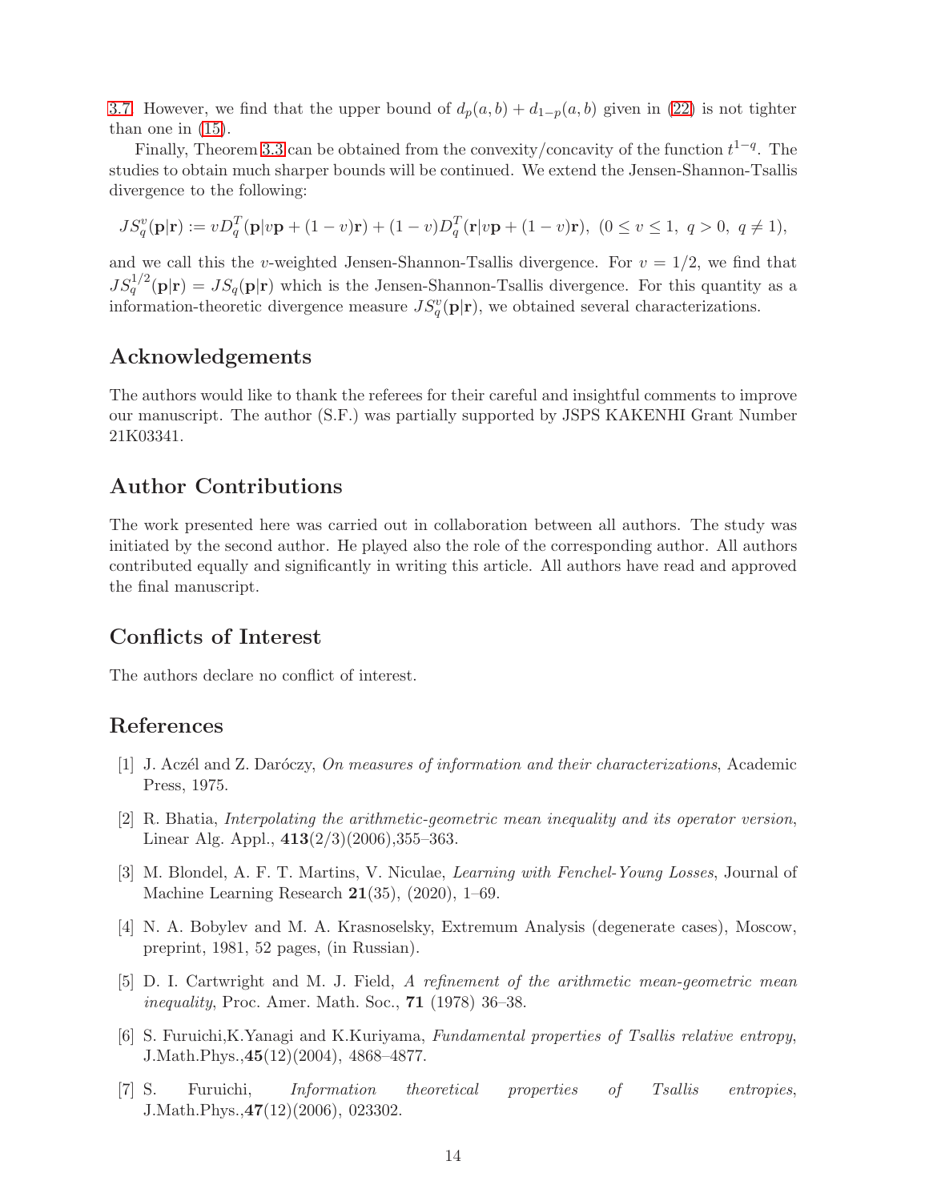3.7. However, we find that the upper bound of $d_p(a,b) + d_{1-p}(a,b)$ given in (22) is not tighter than one in (15).

Finally, Theorem 3.3 can be obtained from the convexity/concavity of the function $t^{1-q}$. The studies to obtain much sharper bounds will be continued. We extend the Jensen-Shannon-Tsallis divergence to the following:

$$JS_q^v(\mathbf{p}|\mathbf{r}) := vD_q^T(\mathbf{p}|v\mathbf{p} + (1-v)\mathbf{r}) + (1-v)D_q^T(\mathbf{r}|v\mathbf{p} + (1-v)\mathbf{r}),\ (0 \le v \le 1,\ q > 0,\ q \ne 1),$$

and we call this the $v$-weighted Jensen-Shannon-Tsallis divergence. For $v = 1/2$, we find that $JS_q^{1/2}(\mathbf{p}|\mathbf{r}) = JS_q(\mathbf{p}|\mathbf{r})$ which is the Jensen-Shannon-Tsallis divergence. For this quantity as a information-theoretic divergence measure $JS_q^v(\mathbf{p}|\mathbf{r})$, we obtained several characterizations.

## Acknowledgements

The authors would like to thank the referees for their careful and insightful comments to improve our manuscript. The author (S.F.) was partially supported by JSPS KAKENHI Grant Number 21K03341.

## Author Contributions

The work presented here was carried out in collaboration between all authors. The study was initiated by the second author. He played also the role of the corresponding author. All authors contributed equally and significantly in writing this article. All authors have read and approved the final manuscript.

## Conflicts of Interest

The authors declare no conflict of interest.

## References

[1] J. Aczél and Z. Daróczy, *On measures of information and their characterizations*, Academic Press, 1975.

[2] R. Bhatia, *Interpolating the arithmetic-geometric mean inequality and its operator version*, Linear Alg. Appl., **413**(2/3)(2006),355–363.

[3] M. Blondel, A. F. T. Martins, V. Niculae, *Learning with Fenchel-Young Losses*, Journal of Machine Learning Research **21**(35), (2020), 1–69.

[4] N. A. Bobylev and M. A. Krasnoselsky, Extremum Analysis (degenerate cases), Moscow, preprint, 1981, 52 pages, (in Russian).

[5] D. I. Cartwright and M. J. Field, *A refinement of the arithmetic mean-geometric mean inequality*, Proc. Amer. Math. Soc., **71** (1978) 36–38.

[6] S. Furuichi,K.Yanagi and K.Kuriyama, *Fundamental properties of Tsallis relative entropy*, J.Math.Phys.,**45**(12)(2004), 4868–4877.

[7] S. Furuichi, *Information theoretical properties of Tsallis entropies*, J.Math.Phys.,**47**(12)(2006), 023302.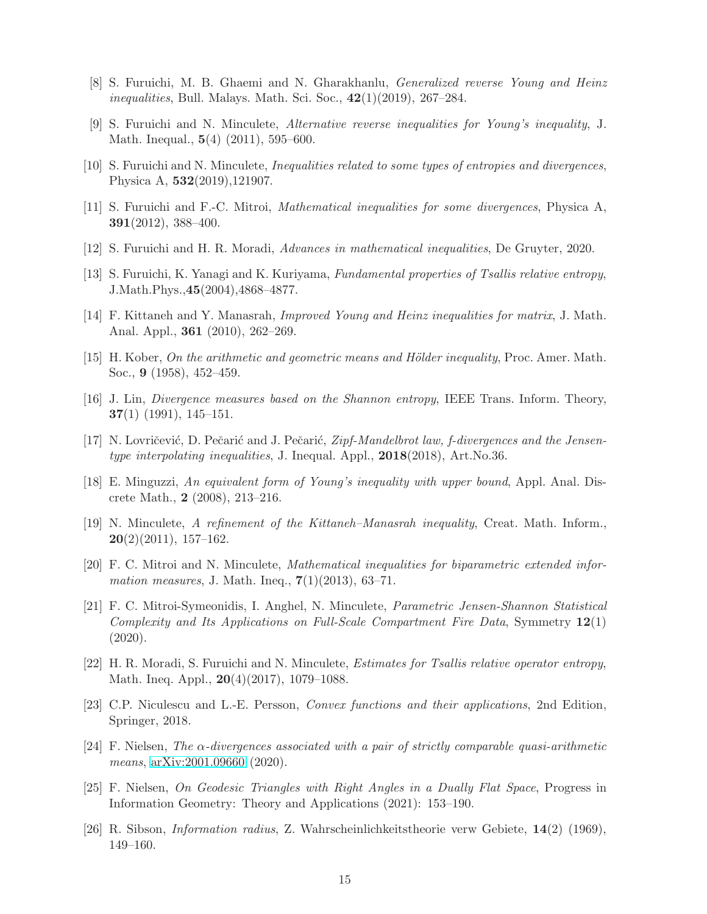[8] S. Furuichi, M. B. Ghaemi and N. Gharakhanlu, *Generalized reverse Young and Heinz inequalities*, Bull. Malays. Math. Sci. Soc., **42**(1)(2019), 267–284.

[9] S. Furuichi and N. Minculete, *Alternative reverse inequalities for Young's inequality*, J. Math. Inequal., **5**(4) (2011), 595–600.

[10] S. Furuichi and N. Minculete, *Inequalities related to some types of entropies and divergences*, Physica A, **532**(2019),121907.

[11] S. Furuichi and F.-C. Mitroi, *Mathematical inequalities for some divergences*, Physica A, **391**(2012), 388–400.

[12] S. Furuichi and H. R. Moradi, *Advances in mathematical inequalities*, De Gruyter, 2020.

[13] S. Furuichi, K. Yanagi and K. Kuriyama, *Fundamental properties of Tsallis relative entropy*, J.Math.Phys.,**45**(2004),4868–4877.

[14] F. Kittaneh and Y. Manasrah, *Improved Young and Heinz inequalities for matrix*, J. Math. Anal. Appl., **361** (2010), 262–269.

[15] H. Kober, *On the arithmetic and geometric means and Hölder inequality*, Proc. Amer. Math. Soc., **9** (1958), 452–459.

[16] J. Lin, *Divergence measures based on the Shannon entropy*, IEEE Trans. Inform. Theory, **37**(1) (1991), 145–151.

[17] N. Lovričević, D. Pečarić and J. Pečarić, *Zipf-Mandelbrot law, f-divergences and the Jensen-type interpolating inequalities*, J. Inequal. Appl., **2018**(2018), Art.No.36.

[18] E. Minguzzi, *An equivalent form of Young's inequality with upper bound*, Appl. Anal. Discrete Math., **2** (2008), 213–216.

[19] N. Minculete, *A refinement of the Kittaneh–Manasrah inequality*, Creat. Math. Inform., **20**(2)(2011), 157–162.

[20] F. C. Mitroi and N. Minculete, *Mathematical inequalities for biparametric extended information measures*, J. Math. Ineq., **7**(1)(2013), 63–71.

[21] F. C. Mitroi-Symeonidis, I. Anghel, N. Minculete, *Parametric Jensen-Shannon Statistical Complexity and Its Applications on Full-Scale Compartment Fire Data*, Symmetry **12**(1) (2020).

[22] H. R. Moradi, S. Furuichi and N. Minculete, *Estimates for Tsallis relative operator entropy*, Math. Ineq. Appl., **20**(4)(2017), 1079–1088.

[23] C.P. Niculescu and L.-E. Persson, *Convex functions and their applications*, 2nd Edition, Springer, 2018.

[24] F. Nielsen, *The $\alpha$-divergences associated with a pair of strictly comparable quasi-arithmetic means*, arXiv:2001.09660 (2020).

[25] F. Nielsen, *On Geodesic Triangles with Right Angles in a Dually Flat Space*, Progress in Information Geometry: Theory and Applications (2021): 153–190.

[26] R. Sibson, *Information radius*, Z. Wahrscheinlichkeitstheorie verw Gebiete, **14**(2) (1969), 149–160.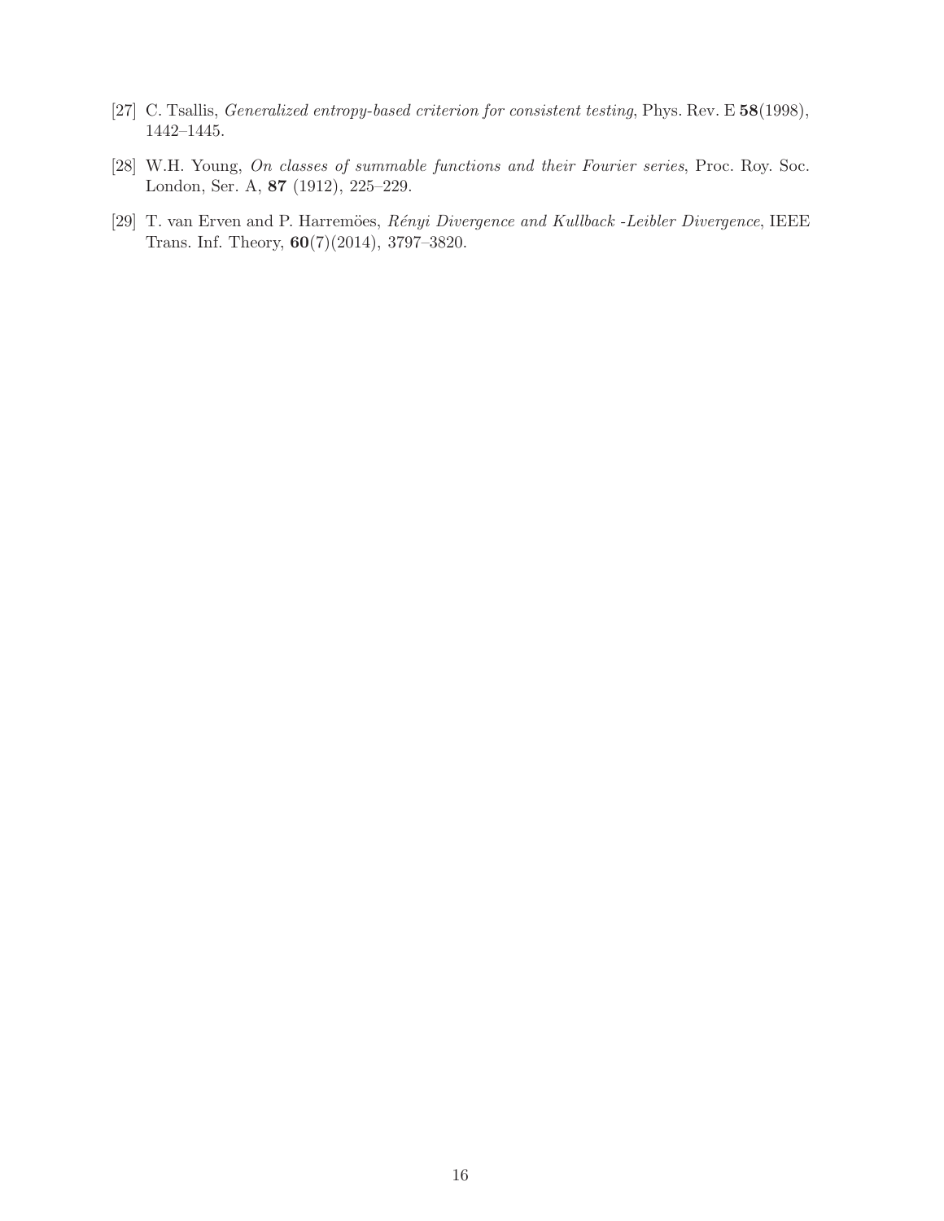[27] C. Tsallis, *Generalized entropy-based criterion for consistent testing*, Phys. Rev. E **58**(1998), 1442–1445.

[28] W.H. Young, *On classes of summable functions and their Fourier series*, Proc. Roy. Soc. London, Ser. A, **87** (1912), 225–229.

[29] T. van Erven and P. Harremöes, *Rényi Divergence and Kullback -Leibler Divergence*, IEEE Trans. Inf. Theory, **60**(7)(2014), 3797–3820.